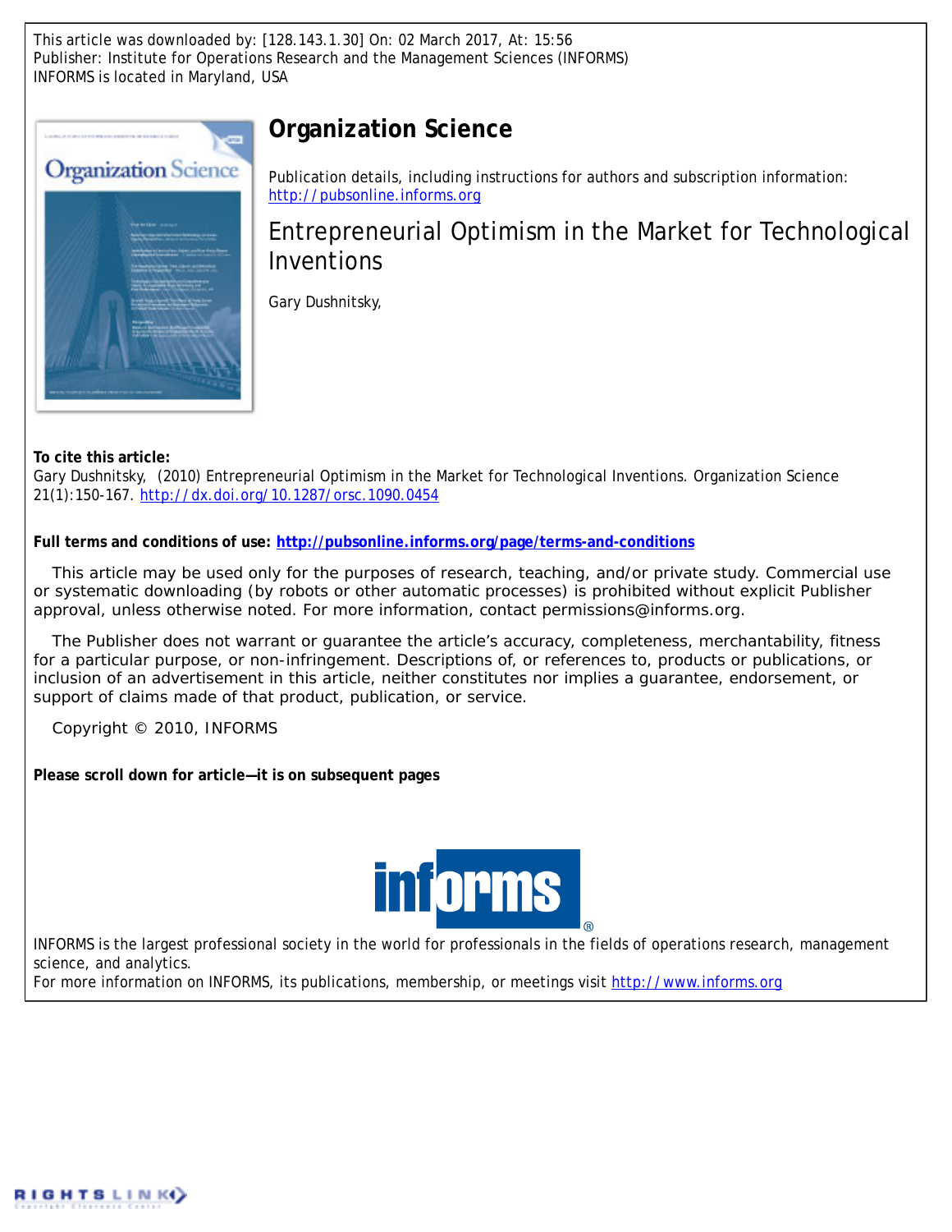This article was downloaded by: [128.143.1.30] On: 02 March 2017, At: 15:56
Publisher: Institute for Operations Research and the Management Sciences (INFORMS)
INFORMS is located in Maryland, USA

# Organization Science

Publication details, including instructions for authors and subscription information:
http://pubsonline.informs.org

## Entrepreneurial Optimism in the Market for Technological Inventions

Gary Dushnitsky,

**To cite this article:**

Gary Dushnitsky, (2010) Entrepreneurial Optimism in the Market for Technological Inventions. Organization Science 21(1):150-167. http://dx.doi.org/10.1287/orsc.1090.0454

**Full terms and conditions of use: http://pubsonline.informs.org/page/terms-and-conditions**

This article may be used only for the purposes of research, teaching, and/or private study. Commercial use or systematic downloading (by robots or other automatic processes) is prohibited without explicit Publisher approval, unless otherwise noted. For more information, contact permissions@informs.org.

The Publisher does not warrant or guarantee the article's accuracy, completeness, merchantability, fitness for a particular purpose, or non-infringement. Descriptions of, or references to, products or publications, or inclusion of an advertisement in this article, neither constitutes nor implies a guarantee, endorsement, or support of claims made of that product, publication, or service.

Copyright © 2010, INFORMS

**Please scroll down for article—it is on subsequent pages**

INFORMS is the largest professional society in the world for professionals in the fields of operations research, management science, and analytics.
For more information on INFORMS, its publications, membership, or meetings visit http://www.informs.org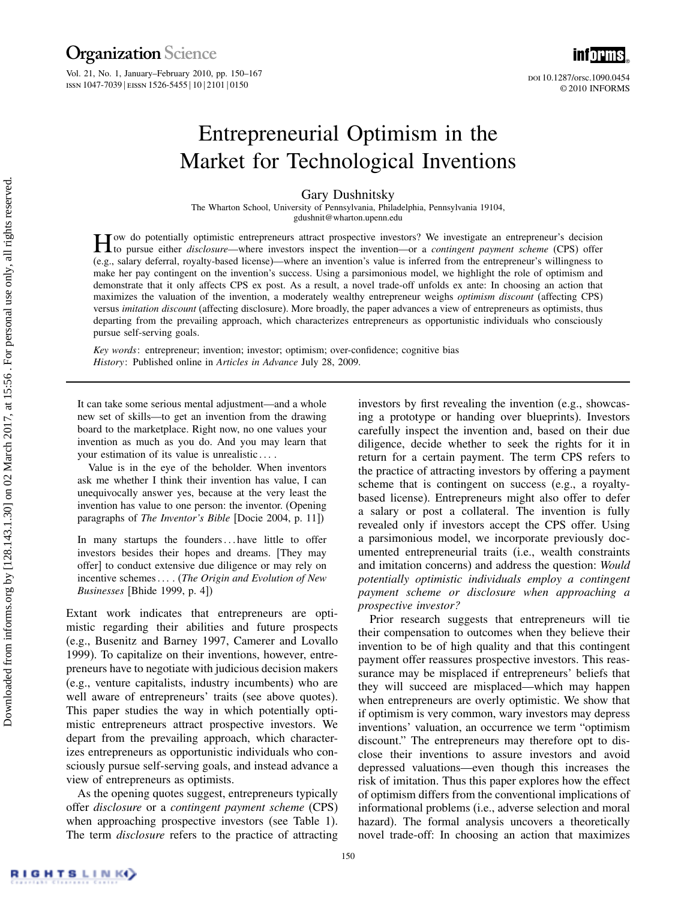# Entrepreneurial Optimism in the Market for Technological Inventions

Gary Dushnitsky

The Wharton School, University of Pennsylvania, Philadelphia, Pennsylvania 19104, gdushnit@wharton.upenn.edu

How do potentially optimistic entrepreneurs attract prospective investors? We investigate an entrepreneur's decision to pursue either *disclosure*—where investors inspect the invention—or a *contingent payment scheme* (CPS) offer (e.g., salary deferral, royalty-based license)—where an invention's value is inferred from the entrepreneur's willingness to make her pay contingent on the invention's success. Using a parsimonious model, we highlight the role of optimism and demonstrate that it only affects CPS ex post. As a result, a novel trade-off unfolds ex ante: In choosing an action that maximizes the valuation of the invention, a moderately wealthy entrepreneur weighs *optimism discount* (affecting CPS) versus *imitation discount* (affecting disclosure). More broadly, the paper advances a view of entrepreneurs as optimists, thus departing from the prevailing approach, which characterizes entrepreneurs as opportunistic individuals who consciously pursue self-serving goals.

*Key words*: entrepreneur; invention; investor; optimism; over-confidence; cognitive bias

*History*: Published online in *Articles in Advance* July 28, 2009.

---

> It can take some serious mental adjustment—and a whole new set of skills—to get an invention from the drawing board to the marketplace. Right now, no one values your invention as much as you do. And you may learn that your estimation of its value is unrealistic....
>
> Value is in the eye of the beholder. When inventors ask me whether I think their invention has value, I can unequivocally answer yes, because at the very least the invention has value to one person: the inventor. (Opening paragraphs of *The Inventor's Bible* [Docie 2004, p. 11])

> In many startups the founders...have little to offer investors besides their hopes and dreams. [They may offer] to conduct extensive due diligence or may rely on incentive schemes.... (*The Origin and Evolution of New Businesses* [Bhide 1999, p. 4])

Extant work indicates that entrepreneurs are optimistic regarding their abilities and future prospects (e.g., Busenitz and Barney 1997, Camerer and Lovallo 1999). To capitalize on their inventions, however, entrepreneurs have to negotiate with judicious decision makers (e.g., venture capitalists, industry incumbents) who are well aware of entrepreneurs' traits (see above quotes). This paper studies the way in which potentially optimistic entrepreneurs attract prospective investors. We depart from the prevailing approach, which characterizes entrepreneurs as opportunistic individuals who consciously pursue self-serving goals, and instead advance a view of entrepreneurs as optimists.

As the opening quotes suggest, entrepreneurs typically offer *disclosure* or a *contingent payment scheme* (CPS) when approaching prospective investors (see Table 1). The term *disclosure* refers to the practice of attracting investors by first revealing the invention (e.g., showcasing a prototype or handing over blueprints). Investors carefully inspect the invention and, based on their due diligence, decide whether to seek the rights for it in return for a certain payment. The term CPS refers to the practice of attracting investors by offering a payment scheme that is contingent on success (e.g., a royalty-based license). Entrepreneurs might also offer to defer a salary or post a collateral. The invention is fully revealed only if investors accept the CPS offer. Using a parsimonious model, we incorporate previously documented entrepreneurial traits (i.e., wealth constraints and imitation concerns) and address the question: *Would potentially optimistic individuals employ a contingent payment scheme or disclosure when approaching a prospective investor?*

Prior research suggests that entrepreneurs will tie their compensation to outcomes when they believe their invention to be of high quality and that this contingent payment offer reassures prospective investors. This reassurance may be misplaced if entrepreneurs' beliefs that they will succeed are misplaced—which may happen when entrepreneurs are overly optimistic. We show that if optimism is very common, wary investors may depress inventions' valuation, an occurrence we term "optimism discount." The entrepreneurs may therefore opt to disclose their inventions to assure investors and avoid depressed valuations—even though this increases the risk of imitation. Thus this paper explores how the effect of optimism differs from the conventional implications of informational problems (i.e., adverse selection and moral hazard). The formal analysis uncovers a theoretically novel trade-off: In choosing an action that maximizes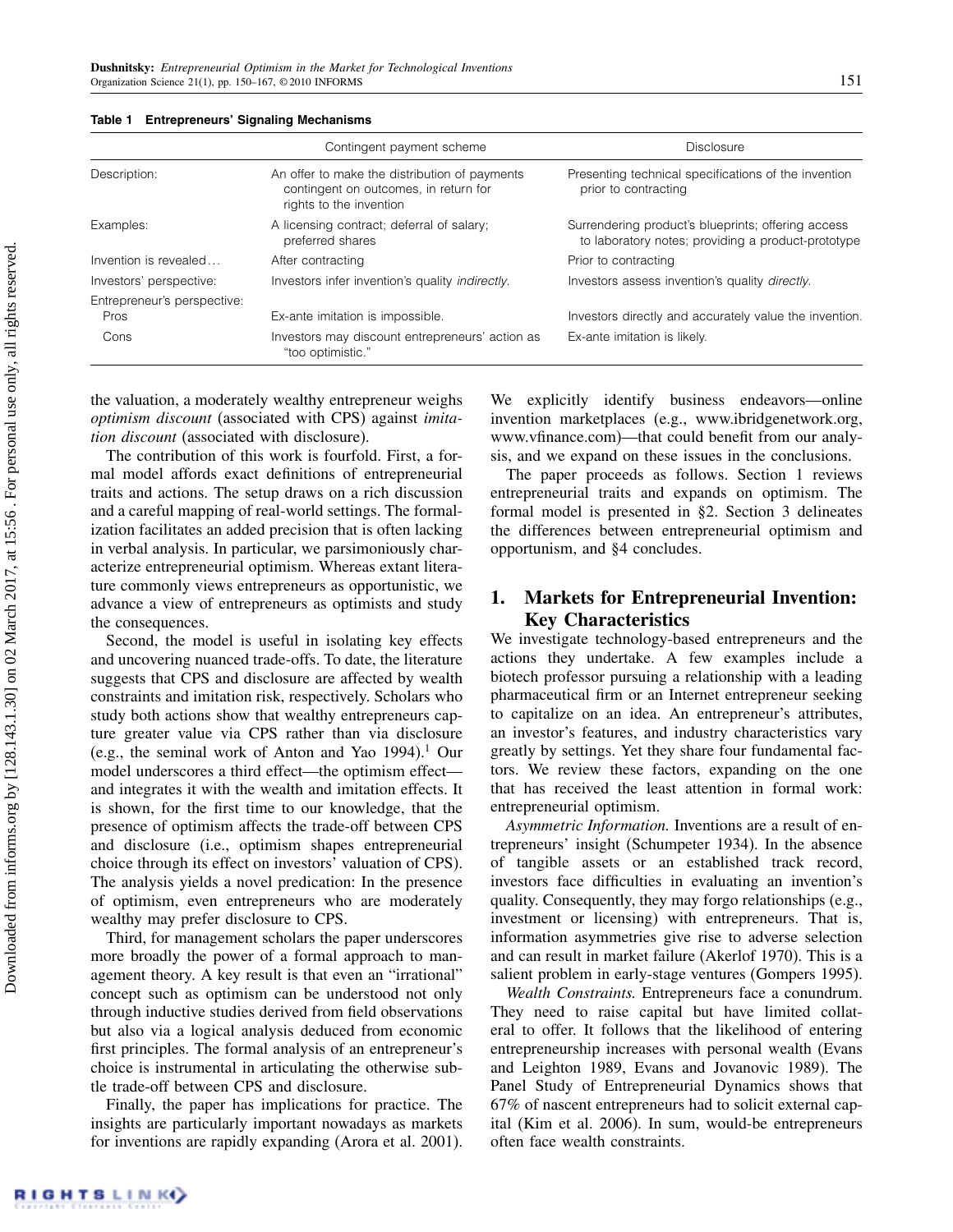**Table 1 Entrepreneurs' Signaling Mechanisms**

| | Contingent payment scheme | Disclosure |
|---|---|---|
| Description: | An offer to make the distribution of payments contingent on outcomes, in return for rights to the invention | Presenting technical specifications of the invention prior to contracting |
| Examples: | A licensing contract; deferral of salary; preferred shares | Surrendering product's blueprints; offering access to laboratory notes; providing a product-prototype |
| Invention is revealed... | After contracting | Prior to contracting |
| Investors' perspective: | Investors infer invention's quality *indirectly*. | Investors assess invention's quality *directly*. |
| Entrepreneur's perspective: | | |
| Pros | Ex-ante imitation is impossible. | Investors directly and accurately value the invention. |
| Cons | Investors may discount entrepreneurs' action as "too optimistic." | Ex-ante imitation is likely. |

the valuation, a moderately wealthy entrepreneur weighs *optimism discount* (associated with CPS) against *imitation discount* (associated with disclosure).

The contribution of this work is fourfold. First, a formal model affords exact definitions of entrepreneurial traits and actions. The setup draws on a rich discussion and a careful mapping of real-world settings. The formalization facilitates an added precision that is often lacking in verbal analysis. In particular, we parsimoniously characterize entrepreneurial optimism. Whereas extant literature commonly views entrepreneurs as opportunistic, we advance a view of entrepreneurs as optimists and study the consequences.

Second, the model is useful in isolating key effects and uncovering nuanced trade-offs. To date, the literature suggests that CPS and disclosure are affected by wealth constraints and imitation risk, respectively. Scholars who study both actions show that wealthy entrepreneurs capture greater value via CPS rather than via disclosure (e.g., the seminal work of Anton and Yao 1994).[1] Our model underscores a third effect—the optimism effect—and integrates it with the wealth and imitation effects. It is shown, for the first time to our knowledge, that the presence of optimism affects the trade-off between CPS and disclosure (i.e., optimism shapes entrepreneurial choice through its effect on investors' valuation of CPS). The analysis yields a novel predication: In the presence of optimism, even entrepreneurs who are moderately wealthy may prefer disclosure to CPS.

Third, for management scholars the paper underscores more broadly the power of a formal approach to management theory. A key result is that even an "irrational" concept such as optimism can be understood not only through inductive studies derived from field observations but also via a logical analysis deduced from economic first principles. The formal analysis of an entrepreneur's choice is instrumental in articulating the otherwise subtle trade-off between CPS and disclosure.

Finally, the paper has implications for practice. The insights are particularly important nowadays as markets for inventions are rapidly expanding (Arora et al. 2001). We explicitly identify business endeavors—online invention marketplaces (e.g., www.ibridgenetwork.org, www.vfinance.com)—that could benefit from our analysis, and we expand on these issues in the conclusions.

The paper proceeds as follows. Section 1 reviews entrepreneurial traits and expands on optimism. The formal model is presented in §2. Section 3 delineates the differences between entrepreneurial optimism and opportunism, and §4 concludes.

## 1. Markets for Entrepreneurial Invention: Key Characteristics

We investigate technology-based entrepreneurs and the actions they undertake. A few examples include a biotech professor pursuing a relationship with a leading pharmaceutical firm or an Internet entrepreneur seeking to capitalize on an idea. An entrepreneur's attributes, an investor's features, and industry characteristics vary greatly by settings. Yet they share four fundamental factors. We review these factors, expanding on the one that has received the least attention in formal work: entrepreneurial optimism.

*Asymmetric Information.* Inventions are a result of entrepreneurs' insight (Schumpeter 1934). In the absence of tangible assets or an established track record, investors face difficulties in evaluating an invention's quality. Consequently, they may forgo relationships (e.g., investment or licensing) with entrepreneurs. That is, information asymmetries give rise to adverse selection and can result in market failure (Akerlof 1970). This is a salient problem in early-stage ventures (Gompers 1995).

*Wealth Constraints.* Entrepreneurs face a conundrum. They need to raise capital but have limited collateral to offer. It follows that the likelihood of entering entrepreneurship increases with personal wealth (Evans and Leighton 1989, Evans and Jovanovic 1989). The Panel Study of Entrepreneurial Dynamics shows that 67% of nascent entrepreneurs had to solicit external capital (Kim et al. 2006). In sum, would-be entrepreneurs often face wealth constraints.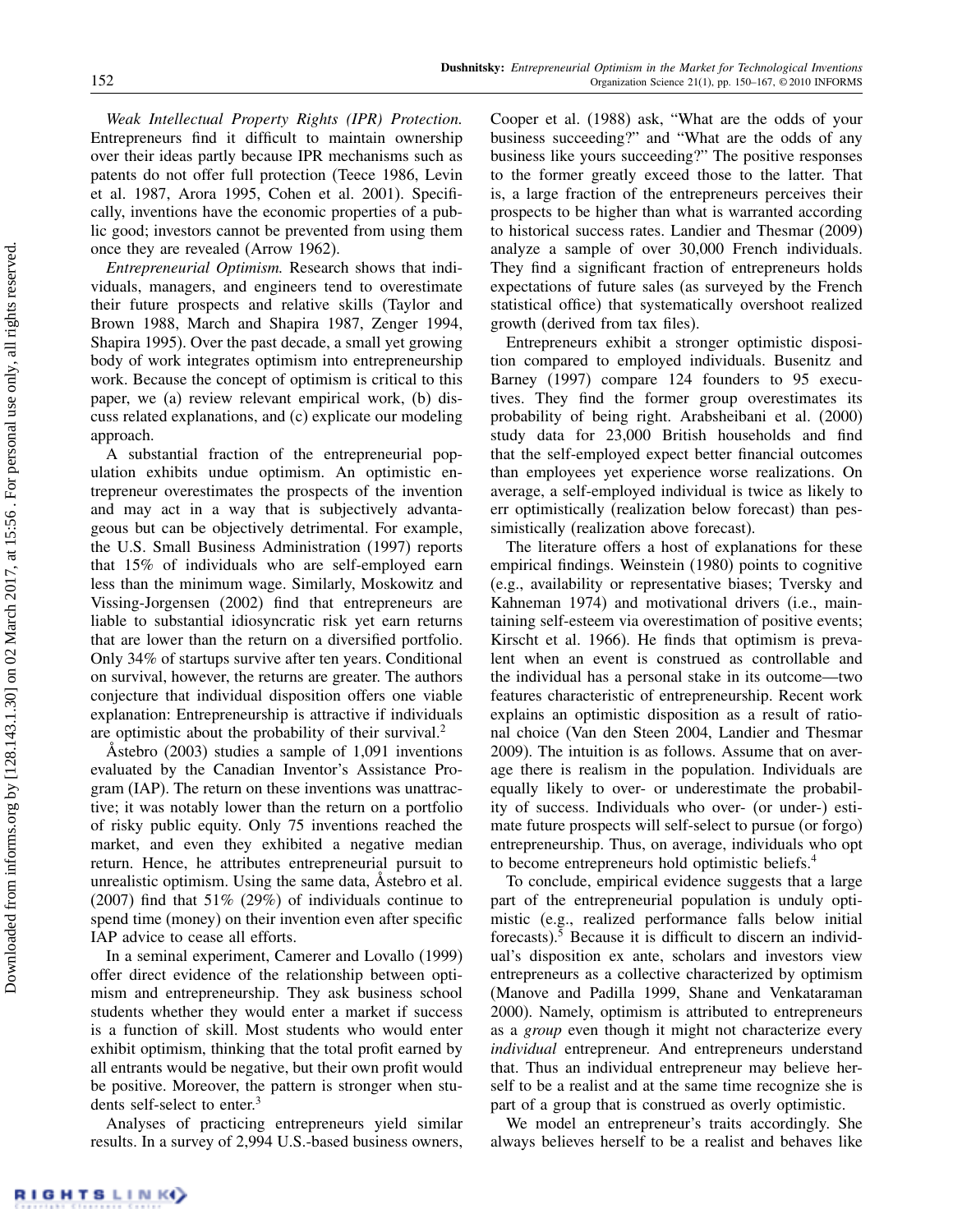*Weak Intellectual Property Rights (IPR) Protection.* Entrepreneurs find it difficult to maintain ownership over their ideas partly because IPR mechanisms such as patents do not offer full protection (Teece 1986, Levin et al. 1987, Arora 1995, Cohen et al. 2001). Specifically, inventions have the economic properties of a public good; investors cannot be prevented from using them once they are revealed (Arrow 1962).

*Entrepreneurial Optimism.* Research shows that individuals, managers, and engineers tend to overestimate their future prospects and relative skills (Taylor and Brown 1988, March and Shapira 1987, Zenger 1994, Shapira 1995). Over the past decade, a small yet growing body of work integrates optimism into entrepreneurship work. Because the concept of optimism is critical to this paper, we (a) review relevant empirical work, (b) discuss related explanations, and (c) explicate our modeling approach.

A substantial fraction of the entrepreneurial population exhibits undue optimism. An optimistic entrepreneur overestimates the prospects of the invention and may act in a way that is subjectively advantageous but can be objectively detrimental. For example, the U.S. Small Business Administration (1997) reports that 15% of individuals who are self-employed earn less than the minimum wage. Similarly, Moskowitz and Vissing-Jorgensen (2002) find that entrepreneurs are liable to substantial idiosyncratic risk yet earn returns that are lower than the return on a diversified portfolio. Only 34% of startups survive after ten years. Conditional on survival, however, the returns are greater. The authors conjecture that individual disposition offers one viable explanation: Entrepreneurship is attractive if individuals are optimistic about the probability of their survival.[2]

Åstebro (2003) studies a sample of 1,091 inventions evaluated by the Canadian Inventor's Assistance Program (IAP). The return on these inventions was unattractive; it was notably lower than the return on a portfolio of risky public equity. Only 75 inventions reached the market, and even they exhibited a negative median return. Hence, he attributes entrepreneurial pursuit to unrealistic optimism. Using the same data, Åstebro et al. (2007) find that 51% (29%) of individuals continue to spend time (money) on their invention even after specific IAP advice to cease all efforts.

In a seminal experiment, Camerer and Lovallo (1999) offer direct evidence of the relationship between optimism and entrepreneurship. They ask business school students whether they would enter a market if success is a function of skill. Most students who would enter exhibit optimism, thinking that the total profit earned by all entrants would be negative, but their own profit would be positive. Moreover, the pattern is stronger when students self-select to enter.[3]

Analyses of practicing entrepreneurs yield similar results. In a survey of 2,994 U.S.-based business owners, Cooper et al. (1988) ask, "What are the odds of your business succeeding?" and "What are the odds of any business like yours succeeding?" The positive responses to the former greatly exceed those to the latter. That is, a large fraction of the entrepreneurs perceives their prospects to be higher than what is warranted according to historical success rates. Landier and Thesmar (2009) analyze a sample of over 30,000 French individuals. They find a significant fraction of entrepreneurs holds expectations of future sales (as surveyed by the French statistical office) that systematically overshoot realized growth (derived from tax files).

Entrepreneurs exhibit a stronger optimistic disposition compared to employed individuals. Busenitz and Barney (1997) compare 124 founders to 95 executives. They find the former group overestimates its probability of being right. Arabsheibani et al. (2000) study data for 23,000 British households and find that the self-employed expect better financial outcomes than employees yet experience worse realizations. On average, a self-employed individual is twice as likely to err optimistically (realization below forecast) than pessimistically (realization above forecast).

The literature offers a host of explanations for these empirical findings. Weinstein (1980) points to cognitive (e.g., availability or representative biases; Tversky and Kahneman 1974) and motivational drivers (i.e., maintaining self-esteem via overestimation of positive events; Kirscht et al. 1966). He finds that optimism is prevalent when an event is construed as controllable and the individual has a personal stake in its outcome—two features characteristic of entrepreneurship. Recent work explains an optimistic disposition as a result of rational choice (Van den Steen 2004, Landier and Thesmar 2009). The intuition is as follows. Assume that on average there is realism in the population. Individuals are equally likely to over- or underestimate the probability of success. Individuals who over- (or under-) estimate future prospects will self-select to pursue (or forgo) entrepreneurship. Thus, on average, individuals who opt to become entrepreneurs hold optimistic beliefs.[4]

To conclude, empirical evidence suggests that a large part of the entrepreneurial population is unduly optimistic (e.g., realized performance falls below initial forecasts).[5] Because it is difficult to discern an individual's disposition ex ante, scholars and investors view entrepreneurs as a collective characterized by optimism (Manove and Padilla 1999, Shane and Venkataraman 2000). Namely, optimism is attributed to entrepreneurs as a *group* even though it might not characterize every *individual* entrepreneur. And entrepreneurs understand that. Thus an individual entrepreneur may believe herself to be a realist and at the same time recognize she is part of a group that is construed as overly optimistic.

We model an entrepreneur's traits accordingly. She always believes herself to be a realist and behaves like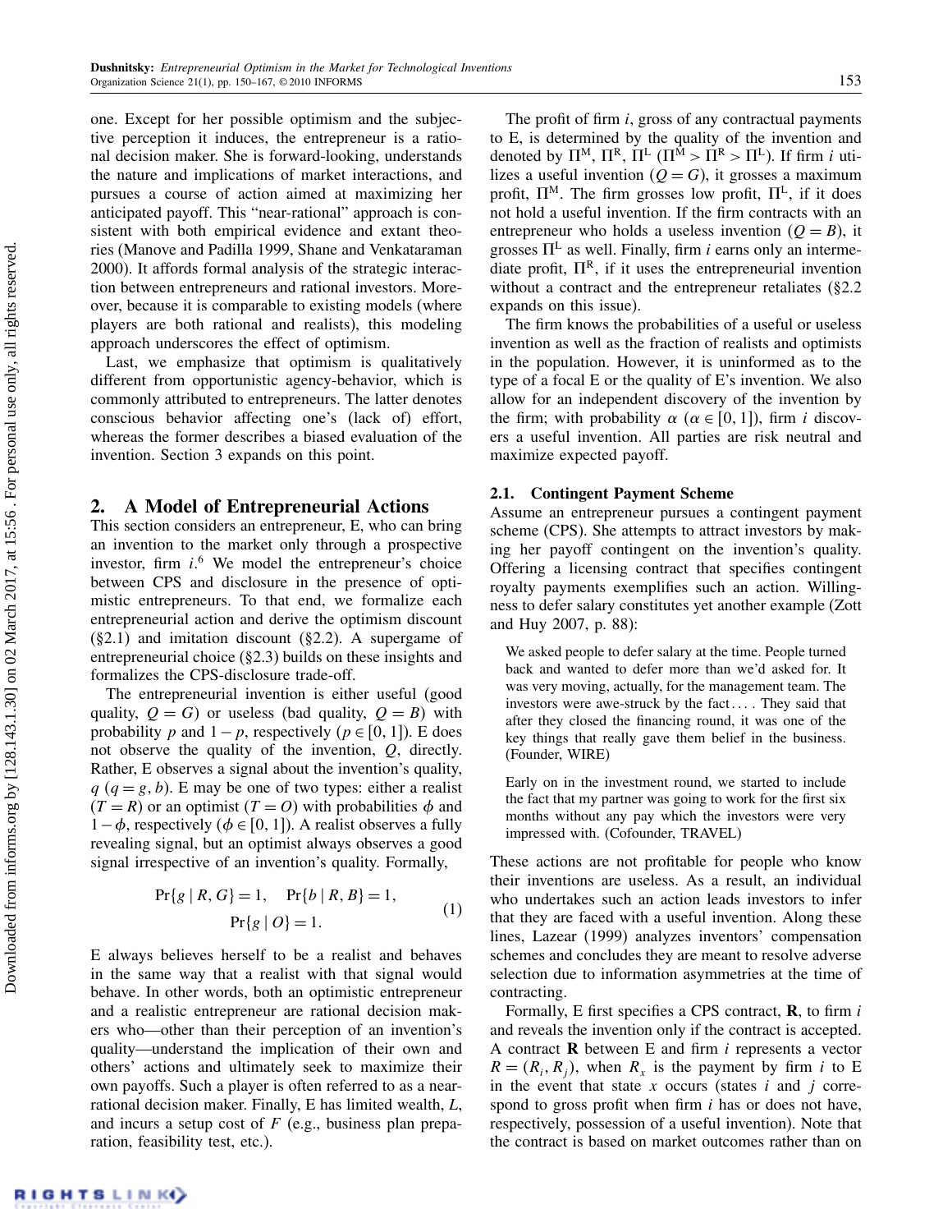one. Except for her possible optimism and the subjective perception it induces, the entrepreneur is a rational decision maker. She is forward-looking, understands the nature and implications of market interactions, and pursues a course of action aimed at maximizing her anticipated payoff. This "near-rational" approach is consistent with both empirical evidence and extant theories (Manove and Padilla 1999, Shane and Venkataraman 2000). It affords formal analysis of the strategic interaction between entrepreneurs and rational investors. Moreover, because it is comparable to existing models (where players are both rational and realists), this modeling approach underscores the effect of optimism.

Last, we emphasize that optimism is qualitatively different from opportunistic agency-behavior, which is commonly attributed to entrepreneurs. The latter denotes conscious behavior affecting one's (lack of) effort, whereas the former describes a biased evaluation of the invention. Section 3 expands on this point.

## 2. A Model of Entrepreneurial Actions

This section considers an entrepreneur, E, who can bring an invention to the market only through a prospective investor, firm $i$.[6] We model the entrepreneur's choice between CPS and disclosure in the presence of optimistic entrepreneurs. To that end, we formalize each entrepreneurial action and derive the optimism discount (§2.1) and imitation discount (§2.2). A supergame of entrepreneurial choice (§2.3) builds on these insights and formalizes the CPS-disclosure trade-off.

The entrepreneurial invention is either useful (good quality, $Q = G$) or useless (bad quality, $Q = B$) with probability $p$ and $1 - p$, respectively ($p \in [0, 1]$). E does not observe the quality of the invention, $Q$, directly. Rather, E observes a signal about the invention's quality, $q$ ($q = g, b$). E may be one of two types: either a realist ($T = R$) or an optimist ($T = O$) with probabilities $\phi$ and $1 - \phi$, respectively ($\phi \in [0, 1]$). A realist observes a fully revealing signal, but an optimist always observes a good signal irrespective of an invention's quality. Formally,

$$\Pr\{g \mid R, G\} = 1, \quad \Pr\{b \mid R, B\} = 1, \quad \Pr\{g \mid O\} = 1. \tag{1}$$

E always believes herself to be a realist and behaves in the same way that a realist with that signal would behave. In other words, both an optimistic entrepreneur and a realistic entrepreneur are rational decision makers who—other than their perception of an invention's quality—understand the implication of their own and others' actions and ultimately seek to maximize their own payoffs. Such a player is often referred to as a near-rational decision maker. Finally, E has limited wealth, $L$, and incurs a setup cost of $F$ (e.g., business plan preparation, feasibility test, etc.).

The profit of firm $i$, gross of any contractual payments to E, is determined by the quality of the invention and denoted by $\Pi^M$, $\Pi^R$, $\Pi^L$ ($\Pi^M > \Pi^R > \Pi^L$). If firm $i$ utilizes a useful invention ($Q = G$), it grosses a maximum profit, $\Pi^M$. The firm grosses low profit, $\Pi^L$, if it does not hold a useful invention. If the firm contracts with an entrepreneur who holds a useless invention ($Q = B$), it grosses $\Pi^L$ as well. Finally, firm $i$ earns only an intermediate profit, $\Pi^R$, if it uses the entrepreneurial invention without a contract and the entrepreneur retaliates (§2.2 expands on this issue).

The firm knows the probabilities of a useful or useless invention as well as the fraction of realists and optimists in the population. However, it is uninformed as to the type of a focal E or the quality of E's invention. We also allow for an independent discovery of the invention by the firm; with probability $\alpha$ ($\alpha \in [0, 1]$), firm $i$ discovers a useful invention. All parties are risk neutral and maximize expected payoff.

### 2.1. Contingent Payment Scheme

Assume an entrepreneur pursues a contingent payment scheme (CPS). She attempts to attract investors by making her payoff contingent on the invention's quality. Offering a licensing contract that specifies contingent royalty payments exemplifies such an action. Willingness to defer salary constitutes yet another example (Zott and Huy 2007, p. 88):

> We asked people to defer salary at the time. People turned back and wanted to defer more than we'd asked for. It was very moving, actually, for the management team. The investors were awe-struck by the fact.... They said that after they closed the financing round, it was one of the key things that really gave them belief in the business. (Founder, WIRE)

> Early on in the investment round, we started to include the fact that my partner was going to work for the first six months without any pay which the investors were very impressed with. (Cofounder, TRAVEL)

These actions are not profitable for people who know their inventions are useless. As a result, an individual who undertakes such an action leads investors to infer that they are faced with a useful invention. Along these lines, Lazear (1999) analyzes inventors' compensation schemes and concludes they are meant to resolve adverse selection due to information asymmetries at the time of contracting.

Formally, E first specifies a CPS contract, $\mathbf{R}$, to firm $i$ and reveals the invention only if the contract is accepted. A contract $\mathbf{R}$ between E and firm $i$ represents a vector $R = (R_i, R_j)$, when $R_x$ is the payment by firm $i$ to E in the event that state $x$ occurs (states $i$ and $j$ correspond to gross profit when firm $i$ has or does not have, respectively, possession of a useful invention). Note that the contract is based on market outcomes rather than on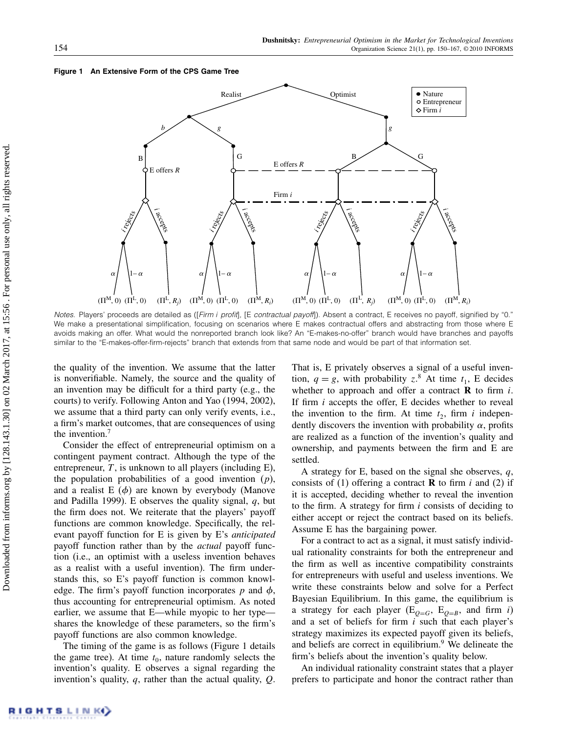**Figure 1 An Extensive Form of the CPS Game Tree**

*Notes.* Players' proceeds are detailed as ([*Firm i profit*], [*E contractual payoff*]). Absent a contract, E receives no payoff, signified by "0." We make a presentational simplification, focusing on scenarios where E makes contractual offers and abstracting from those where E avoids making an offer. What would the nonreported branch look like? An "E-makes-no-offer" branch would have branches and payoffs similar to the "E-makes-offer-firm-rejects" branch that extends from that same node and would be part of that information set.

the quality of the invention. We assume that the latter is nonverifiable. Namely, the source and the quality of an invention may be difficult for a third party (e.g., the courts) to verify. Following Anton and Yao (1994, 2002), we assume that a third party can only verify events, i.e., a firm's market outcomes, that are consequences of using the invention.[7]

Consider the effect of entrepreneurial optimism on a contingent payment contract. Although the type of the entrepreneur, $T$, is unknown to all players (including E), the population probabilities of a good invention ($p$), and a realist E ($\phi$) are known by everybody (Manove and Padilla 1999). E observes the quality signal, $q$, but the firm does not. We reiterate that the players' payoff functions are common knowledge. Specifically, the relevant payoff function for E is given by E's *anticipated* payoff function rather than by the *actual* payoff function (i.e., an optimist with a useless invention behaves as a realist with a useful invention). The firm understands this, so E's payoff function is common knowledge. The firm's payoff function incorporates $p$ and $\phi$, thus accounting for entrepreneurial optimism. As noted earlier, we assume that E—while myopic to her type—shares the knowledge of these parameters, so the firm's payoff functions are also common knowledge.

The timing of the game is as follows (Figure 1 details the game tree). At time $t_0$, nature randomly selects the invention's quality. E observes a signal regarding the invention's quality, $q$, rather than the actual quality, $Q$. That is, E privately observes a signal of a useful invention, $q = g$, with probability $z$.[8] At time $t_1$, E decides whether to approach and offer a contract $\mathbf{R}$ to firm $i$. If firm $i$ accepts the offer, E decides whether to reveal the invention to the firm. At time $t_2$, firm $i$ independently discovers the invention with probability $\alpha$, profits are realized as a function of the invention's quality and ownership, and payments between the firm and E are settled.

A strategy for E, based on the signal she observes, $q$, consists of (1) offering a contract $\mathbf{R}$ to firm $i$ and (2) if it is accepted, deciding whether to reveal the invention to the firm. A strategy for firm $i$ consists of deciding to either accept or reject the contract based on its beliefs. Assume E has the bargaining power.

For a contract to act as a signal, it must satisfy individual rationality constraints for both the entrepreneur and the firm as well as incentive compatibility constraints for entrepreneurs with useful and useless inventions. We write these constraints below and solve for a Perfect Bayesian Equilibrium. In this game, the equilibrium is a strategy for each player ($E_{Q=G}$, $E_{Q=B}$, and firm $i$) and a set of beliefs for firm $i$ such that each player's strategy maximizes its expected payoff given its beliefs, and beliefs are correct in equilibrium.[9] We delineate the firm's beliefs about the invention's quality below.

An individual rationality constraint states that a player prefers to participate and honor the contract rather than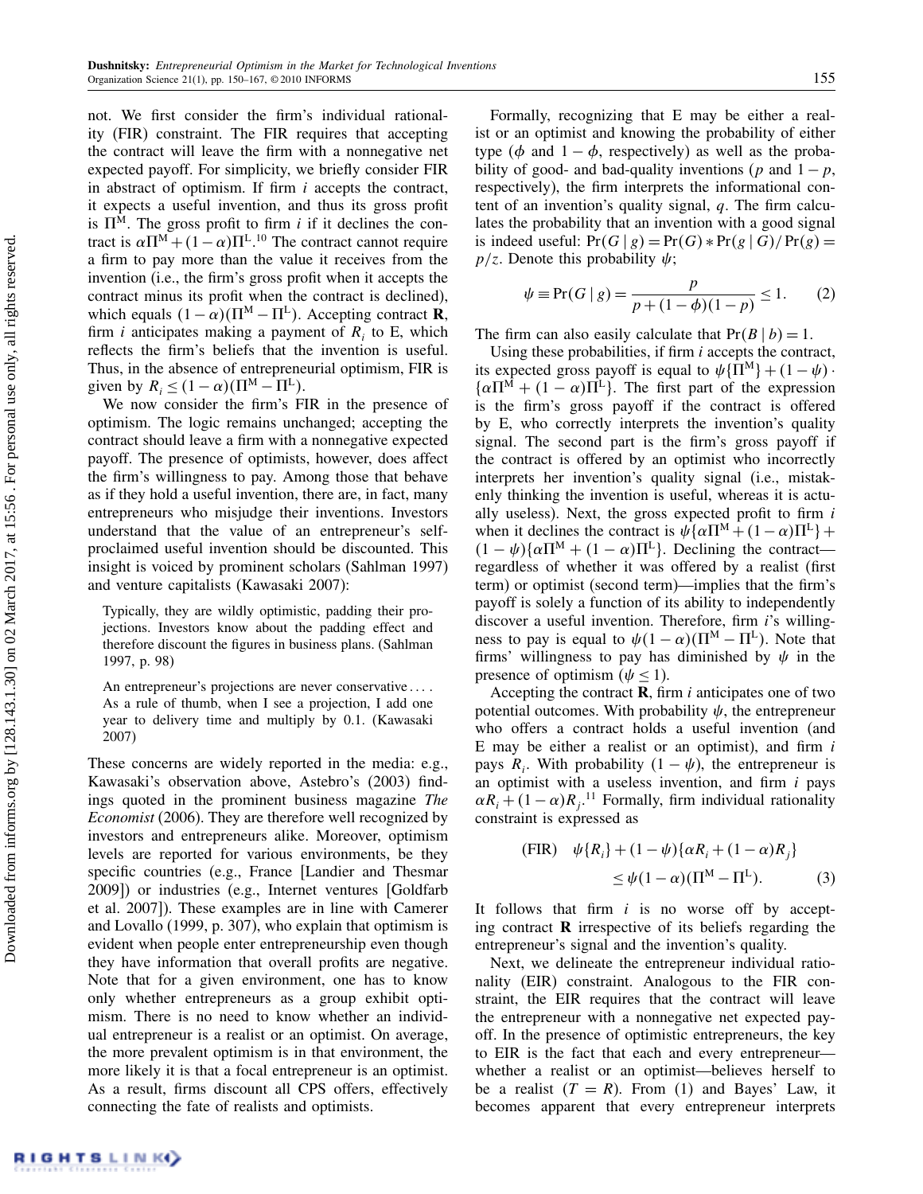not. We first consider the firm's individual rationality (FIR) constraint. The FIR requires that accepting the contract will leave the firm with a nonnegative net expected payoff. For simplicity, we briefly consider FIR in abstract of optimism. If firm $i$ accepts the contract, it expects a useful invention, and thus its gross profit is $\Pi^M$. The gross profit to firm $i$ if it declines the contract is $\alpha\Pi^M + (1-\alpha)\Pi^L$.[10] The contract cannot require a firm to pay more than the value it receives from the invention (i.e., the firm's gross profit when it accepts the contract minus its profit when the contract is declined), which equals $(1-\alpha)(\Pi^M - \Pi^L)$. Accepting contract $\mathbf{R}$, firm $i$ anticipates making a payment of $R_i$ to E, which reflects the firm's beliefs that the invention is useful. Thus, in the absence of entrepreneurial optimism, FIR is given by $R_i \leq (1-\alpha)(\Pi^M - \Pi^L)$.

We now consider the firm's FIR in the presence of optimism. The logic remains unchanged; accepting the contract should leave a firm with a nonnegative expected payoff. The presence of optimists, however, does affect the firm's willingness to pay. Among those that behave as if they hold a useful invention, there are, in fact, many entrepreneurs who misjudge their inventions. Investors understand that the value of an entrepreneur's self-proclaimed useful invention should be discounted. This insight is voiced by prominent scholars (Sahlman 1997) and venture capitalists (Kawasaki 2007):

> Typically, they are wildly optimistic, padding their projections. Investors know about the padding effect and therefore discount the figures in business plans. (Sahlman 1997, p. 98)

> An entrepreneur's projections are never conservative.... As a rule of thumb, when I see a projection, I add one year to delivery time and multiply by 0.1. (Kawasaki 2007)

These concerns are widely reported in the media: e.g., Kawasaki's observation above, Astebro's (2003) findings quoted in the prominent business magazine *The Economist* (2006). They are therefore well recognized by investors and entrepreneurs alike. Moreover, optimism levels are reported for various environments, be they specific countries (e.g., France [Landier and Thesmar 2009]) or industries (e.g., Internet ventures [Goldfarb et al. 2007]). These examples are in line with Camerer and Lovallo (1999, p. 307), who explain that optimism is evident when people enter entrepreneurship even though they have information that overall profits are negative. Note that for a given environment, one has to know only whether entrepreneurs as a group exhibit optimism. There is no need to know whether an individual entrepreneur is a realist or an optimist. On average, the more prevalent optimism is in that environment, the more likely it is that a focal entrepreneur is an optimist. As a result, firms discount all CPS offers, effectively connecting the fate of realists and optimists.

Formally, recognizing that E may be either a realist or an optimist and knowing the probability of either type ($\phi$ and $1-\phi$, respectively) as well as the probability of good- and bad-quality inventions ($p$ and $1-p$, respectively), the firm interprets the informational content of an invention's quality signal, $q$. The firm calculates the probability that an invention with a good signal is indeed useful: $\Pr(G \mid g) = \Pr(G) * \Pr(g \mid G)/\Pr(g) = p/z$. Denote this probability $\psi$;

$$\psi \equiv \Pr(G \mid g) = \frac{p}{p + (1-\phi)(1-p)} \leq 1. \quad (2)$$

The firm can also easily calculate that $\Pr(B \mid b) = 1$.

Using these probabilities, if firm $i$ accepts the contract, its expected gross payoff is equal to $\psi\{\Pi^M\} + (1-\psi) \cdot \{\alpha\Pi^M + (1-\alpha)\Pi^L\}$. The first part of the expression is the firm's gross payoff if the contract is offered by E, who correctly interprets the invention's quality signal. The second part is the firm's gross payoff if the contract is offered by an optimist who incorrectly interprets her invention's quality signal (i.e., mistakenly thinking the invention is useful, whereas it is actually useless). Next, the gross expected profit to firm $i$ when it declines the contract is $\psi\{\alpha\Pi^M + (1-\alpha)\Pi^L\} + (1-\psi)\{\alpha\Pi^M + (1-\alpha)\Pi^L\}$. Declining the contract—regardless of whether it was offered by a realist (first term) or optimist (second term)—implies that the firm's payoff is solely a function of its ability to independently discover a useful invention. Therefore, firm $i$'s willingness to pay is equal to $\psi(1-\alpha)(\Pi^M - \Pi^L)$. Note that firms' willingness to pay has diminished by $\psi$ in the presence of optimism ($\psi \leq 1$).

Accepting the contract $\mathbf{R}$, firm $i$ anticipates one of two potential outcomes. With probability $\psi$, the entrepreneur who offers a contract holds a useful invention (and E may be either a realist or an optimist), and firm $i$ pays $R_i$. With probability $(1-\psi)$, the entrepreneur is an optimist with a useless invention, and firm $i$ pays $\alpha R_i + (1-\alpha)R_j$.[11] Formally, firm individual rationality constraint is expressed as

$$\text{(FIR)} \quad \psi\{R_i\} + (1-\psi)\{\alpha R_i + (1-\alpha)R_j\} \leq \psi(1-\alpha)(\Pi^M - \Pi^L). \quad (3)$$

It follows that firm $i$ is no worse off by accepting contract $\mathbf{R}$ irrespective of its beliefs regarding the entrepreneur's signal and the invention's quality.

Next, we delineate the entrepreneur individual rationality (EIR) constraint. Analogous to the FIR constraint, the EIR requires that the contract will leave the entrepreneur with a nonnegative net expected payoff. In the presence of optimistic entrepreneurs, the key to EIR is the fact that each and every entrepreneur—whether a realist or an optimist—believes herself to be a realist ($T = R$). From (1) and Bayes' Law, it becomes apparent that every entrepreneur interprets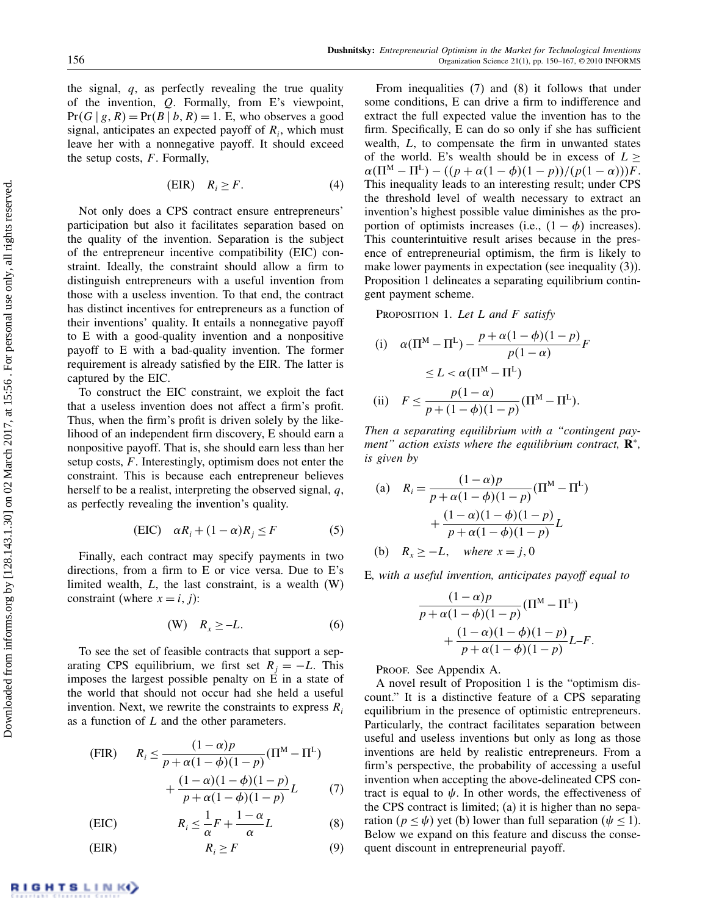the signal, $q$, as perfectly revealing the true quality of the invention, $Q$. Formally, from E's viewpoint, $\Pr(G \mid g, R) = \Pr(B \mid b, R) = 1$. E, who observes a good signal, anticipates an expected payoff of $R_i$, which must leave her with a nonnegative payoff. It should exceed the setup costs, $F$. Formally,

$$\text{(EIR)} \quad R_i \geq F. \tag{4}$$

Not only does a CPS contract ensure entrepreneurs' participation but also it facilitates separation based on the quality of the invention. Separation is the subject of the entrepreneur incentive compatibility (EIC) constraint. Ideally, the constraint should allow a firm to distinguish entrepreneurs with a useful invention from those with a useless invention. To that end, the contract has distinct incentives for entrepreneurs as a function of their inventions' quality. It entails a nonnegative payoff to E with a good-quality invention and a nonpositive payoff to E with a bad-quality invention. The former requirement is already satisfied by the EIR. The latter is captured by the EIC.

To construct the EIC constraint, we exploit the fact that a useless invention does not affect a firm's profit. Thus, when the firm's profit is driven solely by the likelihood of an independent firm discovery, E should earn a nonpositive payoff. That is, she should earn less than her setup costs, $F$. Interestingly, optimism does not enter the constraint. This is because each entrepreneur believes herself to be a realist, interpreting the observed signal, $q$, as perfectly revealing the invention's quality.

$$\text{(EIC)} \quad \alpha R_i + (1-\alpha) R_j \leq F \tag{5}$$

Finally, each contract may specify payments in two directions, from a firm to E or vice versa. Due to E's limited wealth, $L$, the last constraint, is a wealth (W) constraint (where $x = i, j$):

$$\text{(W)} \quad R_x \geq -L. \tag{6}$$

To see the set of feasible contracts that support a separating CPS equilibrium, we first set $R_j = -L$. This imposes the largest possible penalty on E in a state of the world that should not occur had she held a useful invention. Next, we rewrite the constraints to express $R_i$ as a function of $L$ and the other parameters.

$$\text{(FIR)} \quad R_i \leq \frac{(1-\alpha)p}{p+\alpha(1-\phi)(1-p)}(\Pi^{\mathrm{M}} - \Pi^{\mathrm{L}}) + \frac{(1-\alpha)(1-\phi)(1-p)}{p+\alpha(1-\phi)(1-p)} L \tag{7}$$

$$\text{(EIC)} \quad R_i \leq \frac{1}{\alpha} F + \frac{1-\alpha}{\alpha} L \tag{8}$$

$$\text{(EIR)} \quad R_i \geq F \tag{9}$$

From inequalities (7) and (8) it follows that under some conditions, E can drive a firm to indifference and extract the full expected value the invention has to the firm. Specifically, E can do so only if she has sufficient wealth, $L$, to compensate the firm in unwanted states of the world. E's wealth should be in excess of $L \geq \alpha(\Pi^{\mathrm{M}} - \Pi^{\mathrm{L}}) - ((p + \alpha(1-\phi)(1-p))/(p(1-\alpha)))F$. This inequality leads to an interesting result; under CPS the threshold level of wealth necessary to extract an invention's highest possible value diminishes as the proportion of optimists increases (i.e., $(1-\phi)$ increases). This counterintuitive result arises because in the presence of entrepreneurial optimism, the firm is likely to make lower payments in expectation (see inequality (3)). Proposition 1 delineates a separating equilibrium contingent payment scheme.

Proposition 1. *Let $L$ and $F$ satisfy*

$$\text{(i)} \quad \alpha(\Pi^{\mathrm{M}} - \Pi^{\mathrm{L}}) - \frac{p+\alpha(1-\phi)(1-p)}{p(1-\alpha)} F \leq L < \alpha(\Pi^{\mathrm{M}} - \Pi^{\mathrm{L}})$$

$$\text{(ii)} \quad F \leq \frac{p(1-\alpha)}{p+(1-\phi)(1-p)}(\Pi^{\mathrm{M}} - \Pi^{\mathrm{L}}).$$

*Then a separating equilibrium with a "contingent payment" action exists where the equilibrium contract, $\mathbf{R}^*$, is given by*

$$\text{(a)} \quad R_i = \frac{(1-\alpha)p}{p+\alpha(1-\phi)(1-p)}(\Pi^{\mathrm{M}} - \Pi^{\mathrm{L}}) + \frac{(1-\alpha)(1-\phi)(1-p)}{p+\alpha(1-\phi)(1-p)} L$$

$$\text{(b)} \quad R_x \geq -L, \quad \textit{where } x = j, 0$$

*E, with a useful invention, anticipates payoff equal to*

$$\frac{(1-\alpha)p}{p+\alpha(1-\phi)(1-p)}(\Pi^{\mathrm{M}} - \Pi^{\mathrm{L}}) + \frac{(1-\alpha)(1-\phi)(1-p)}{p+\alpha(1-\phi)(1-p)} L - F.$$

Proof. See Appendix A.

A novel result of Proposition 1 is the "optimism discount." It is a distinctive feature of a CPS separating equilibrium in the presence of optimistic entrepreneurs. Particularly, the contract facilitates separation between useful and useless inventions but only as long as those inventions are held by realistic entrepreneurs. From a firm's perspective, the probability of accessing a useful invention when accepting the above-delineated CPS contract is equal to $\psi$. In other words, the effectiveness of the CPS contract is limited; (a) it is higher than no separation ($p \leq \psi$) yet (b) lower than full separation ($\psi \leq 1$). Below we expand on this feature and discuss the consequent discount in entrepreneurial payoff.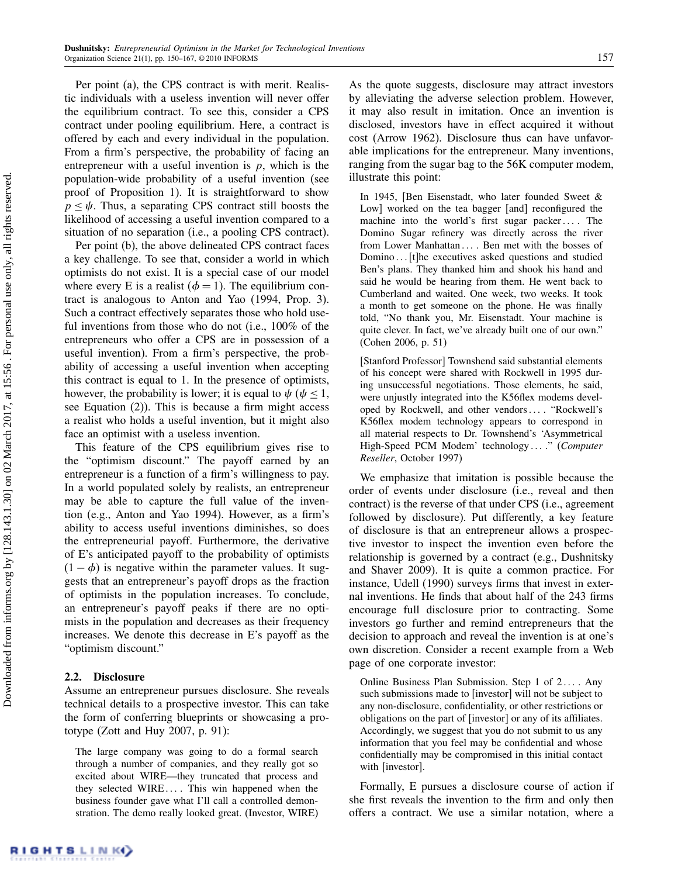Per point (a), the CPS contract is with merit. Realistic individuals with a useless invention will never offer the equilibrium contract. To see this, consider a CPS contract under pooling equilibrium. Here, a contract is offered by each and every individual in the population. From a firm's perspective, the probability of facing an entrepreneur with a useful invention is $p$, which is the population-wide probability of a useful invention (see proof of Proposition 1). It is straightforward to show $p \leq \psi$. Thus, a separating CPS contract still boosts the likelihood of accessing a useful invention compared to a situation of no separation (i.e., a pooling CPS contract).

Per point (b), the above delineated CPS contract faces a key challenge. To see that, consider a world in which optimists do not exist. It is a special case of our model where every E is a realist ($\phi = 1$). The equilibrium contract is analogous to Anton and Yao (1994, Prop. 3). Such a contract effectively separates those who hold useful inventions from those who do not (i.e., 100% of the entrepreneurs who offer a CPS are in possession of a useful invention). From a firm's perspective, the probability of accessing a useful invention when accepting this contract is equal to 1. In the presence of optimists, however, the probability is lower; it is equal to $\psi$ ($\psi \leq 1$, see Equation (2)). This is because a firm might access a realist who holds a useful invention, but it might also face an optimist with a useless invention.

This feature of the CPS equilibrium gives rise to the "optimism discount." The payoff earned by an entrepreneur is a function of a firm's willingness to pay. In a world populated solely by realists, an entrepreneur may be able to capture the full value of the invention (e.g., Anton and Yao 1994). However, as a firm's ability to access useful inventions diminishes, so does the entrepreneurial payoff. Furthermore, the derivative of E's anticipated payoff to the probability of optimists $(1 - \phi)$ is negative within the parameter values. It suggests that an entrepreneur's payoff drops as the fraction of optimists in the population increases. To conclude, an entrepreneur's payoff peaks if there are no optimists in the population and decreases as their frequency increases. We denote this decrease in E's payoff as the "optimism discount."

## 2.2. Disclosure

Assume an entrepreneur pursues disclosure. She reveals technical details to a prospective investor. This can take the form of conferring blueprints or showcasing a prototype (Zott and Huy 2007, p. 91):

> The large company was going to do a formal search through a number of companies, and they really got so excited about WIRE—they truncated that process and they selected WIRE. . . . This win happened when the business founder gave what I'll call a controlled demonstration. The demo really looked great. (Investor, WIRE)

As the quote suggests, disclosure may attract investors by alleviating the adverse selection problem. However, it may also result in imitation. Once an invention is disclosed, investors have in effect acquired it without cost (Arrow 1962). Disclosure thus can have unfavorable implications for the entrepreneur. Many inventions, ranging from the sugar bag to the 56K computer modem, illustrate this point:

> In 1945, [Ben Eisenstadt, who later founded Sweet & Low] worked on the tea bagger [and] reconfigured the machine into the world's first sugar packer. . . . The Domino Sugar refinery was directly across the river from Lower Manhattan. . . . Ben met with the bosses of Domino . . . [t]he executives asked questions and studied Ben's plans. They thanked him and shook his hand and said he would be hearing from them. He went back to Cumberland and waited. One week, two weeks. It took a month to get someone on the phone. He was finally told, "No thank you, Mr. Eisenstadt. Your machine is quite clever. In fact, we've already built one of our own." (Cohen 2006, p. 51)

> [Stanford Professor] Townshend said substantial elements of his concept were shared with Rockwell in 1995 during unsuccessful negotiations. Those elements, he said, were unjustly integrated into the K56flex modems developed by Rockwell, and other vendors. . . . "Rockwell's K56flex modem technology appears to correspond in all material respects to Dr. Townshend's 'Asymmetrical High-Speed PCM Modem' technology . . . ." (*Computer Reseller*, October 1997)

We emphasize that imitation is possible because the order of events under disclosure (i.e., reveal and then contract) is the reverse of that under CPS (i.e., agreement followed by disclosure). Put differently, a key feature of disclosure is that an entrepreneur allows a prospective investor to inspect the invention even before the relationship is governed by a contract (e.g., Dushnitsky and Shaver 2009). It is quite a common practice. For instance, Udell (1990) surveys firms that invest in external inventions. He finds that about half of the 243 firms encourage full disclosure prior to contracting. Some investors go further and remind entrepreneurs that the decision to approach and reveal the invention is at one's own discretion. Consider a recent example from a Web page of one corporate investor:

> Online Business Plan Submission. Step 1 of 2 . . . . Any such submissions made to [investor] will not be subject to any non-disclosure, confidentiality, or other restrictions or obligations on the part of [investor] or any of its affiliates. Accordingly, we suggest that you do not submit to us any information that you feel may be confidential and whose confidentiality may be compromised in this initial contact with [investor].

Formally, E pursues a disclosure course of action if she first reveals the invention to the firm and only then offers a contract. We use a similar notation, where a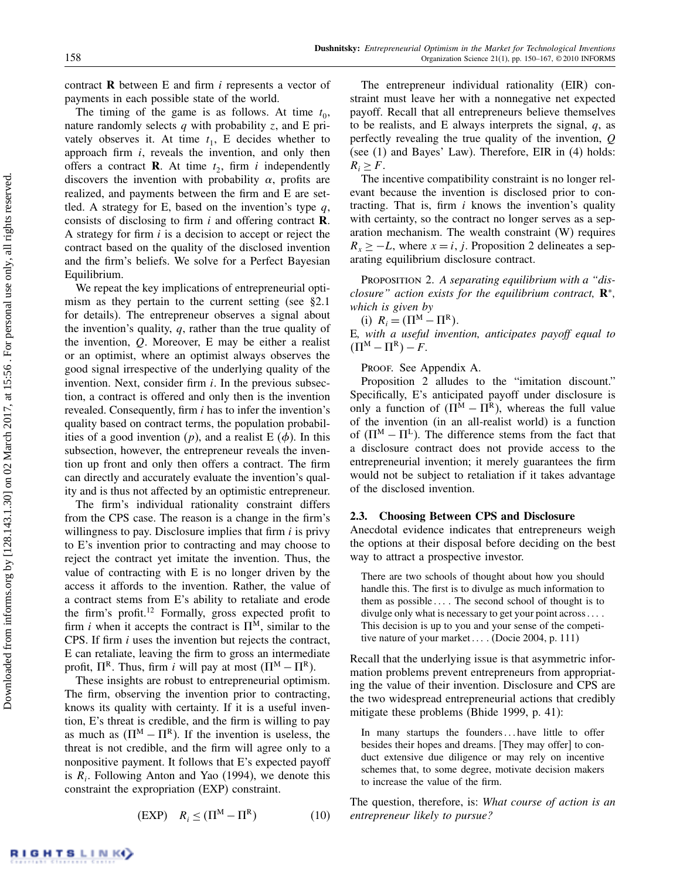contract $\mathbf{R}$ between E and firm $i$ represents a vector of payments in each possible state of the world.

The timing of the game is as follows. At time $t_0$, nature randomly selects $q$ with probability $z$, and E privately observes it. At time $t_1$, E decides whether to approach firm $i$, reveals the invention, and only then offers a contract $\mathbf{R}$. At time $t_2$, firm $i$ independently discovers the invention with probability $\alpha$, profits are realized, and payments between the firm and E are settled. A strategy for E, based on the invention's type $q$, consists of disclosing to firm $i$ and offering contract $\mathbf{R}$. A strategy for firm $i$ is a decision to accept or reject the contract based on the quality of the disclosed invention and the firm's beliefs. We solve for a Perfect Bayesian Equilibrium.

We repeat the key implications of entrepreneurial optimism as they pertain to the current setting (see §2.1 for details). The entrepreneur observes a signal about the invention's quality, $q$, rather than the true quality of the invention, $Q$. Moreover, E may be either a realist or an optimist, where an optimist always observes the good signal irrespective of the underlying quality of the invention. Next, consider firm $i$. In the previous subsection, a contract is offered and only then is the invention revealed. Consequently, firm $i$ has to infer the invention's quality based on contract terms, the population probabilities of a good invention ($p$), and a realist E ($\phi$). In this subsection, however, the entrepreneur reveals the invention up front and only then offers a contract. The firm can directly and accurately evaluate the invention's quality and is thus not affected by an optimistic entrepreneur.

The firm's individual rationality constraint differs from the CPS case. The reason is a change in the firm's willingness to pay. Disclosure implies that firm $i$ is privy to E's invention prior to contracting and may choose to reject the contract yet imitate the invention. Thus, the value of contracting with E is no longer driven by the access it affords to the invention. Rather, the value of a contract stems from E's ability to retaliate and erode the firm's profit.[12] Formally, gross expected profit to firm $i$ when it accepts the contract is $\Pi^{M}$, similar to the CPS. If firm $i$ uses the invention but rejects the contract, E can retaliate, leaving the firm to gross an intermediate profit, $\Pi^{R}$. Thus, firm $i$ will pay at most $(\Pi^{M} - \Pi^{R})$.

These insights are robust to entrepreneurial optimism. The firm, observing the invention prior to contracting, knows its quality with certainty. If it is a useful invention, E's threat is credible, and the firm is willing to pay as much as $(\Pi^{M} - \Pi^{R})$. If the invention is useless, the threat is not credible, and the firm will agree only to a nonpositive payment. It follows that E's expected payoff is $R_i$. Following Anton and Yao (1994), we denote this constraint the expropriation (EXP) constraint.

$$\text{(EXP)} \quad R_i \leq (\Pi^{M} - \Pi^{R}) \qquad (10)$$

The entrepreneur individual rationality (EIR) constraint must leave her with a nonnegative net expected payoff. Recall that all entrepreneurs believe themselves to be realists, and E always interprets the signal, $q$, as perfectly revealing the true quality of the invention, $Q$ (see (1) and Bayes' Law). Therefore, EIR in (4) holds: $R_i \geq F$.

The incentive compatibility constraint is no longer relevant because the invention is disclosed prior to contracting. That is, firm $i$ knows the invention's quality with certainty, so the contract no longer serves as a separation mechanism. The wealth constraint (W) requires $R_x \geq -L$, where $x = i, j$. Proposition 2 delineates a separating equilibrium disclosure contract.

Proposition 2. *A separating equilibrium with a "disclosure" action exists for the equilibrium contract,* $\mathbf{R}^*$, *which is given by*

(i) $R_i = (\Pi^{M} - \Pi^{R})$.

E, *with a useful invention, anticipates payoff equal to* $(\Pi^{M} - \Pi^{R}) - F$.

Proof. See Appendix A.

Proposition 2 alludes to the "imitation discount." Specifically, E's anticipated payoff under disclosure is only a function of $(\Pi^{M} - \Pi^{R})$, whereas the full value of the invention (in an all-realist world) is a function of $(\Pi^{M} - \Pi^{L})$. The difference stems from the fact that a disclosure contract does not provide access to the entrepreneurial invention; it merely guarantees the firm would not be subject to retaliation if it takes advantage of the disclosed invention.

### 2.3. Choosing Between CPS and Disclosure

Anecdotal evidence indicates that entrepreneurs weigh the options at their disposal before deciding on the best way to attract a prospective investor.

> There are two schools of thought about how you should handle this. The first is to divulge as much information to them as possible .... The second school of thought is to divulge only what is necessary to get your point across .... This decision is up to you and your sense of the competitive nature of your market .... (Docie 2004, p. 111)

Recall that the underlying issue is that asymmetric information problems prevent entrepreneurs from appropriating the value of their invention. Disclosure and CPS are the two widespread entrepreneurial actions that credibly mitigate these problems (Bhide 1999, p. 41):

> In many startups the founders ... have little to offer besides their hopes and dreams. [They may offer] to conduct extensive due diligence or may rely on incentive schemes that, to some degree, motivate decision makers to increase the value of the firm.

The question, therefore, is: *What course of action is an entrepreneur likely to pursue?*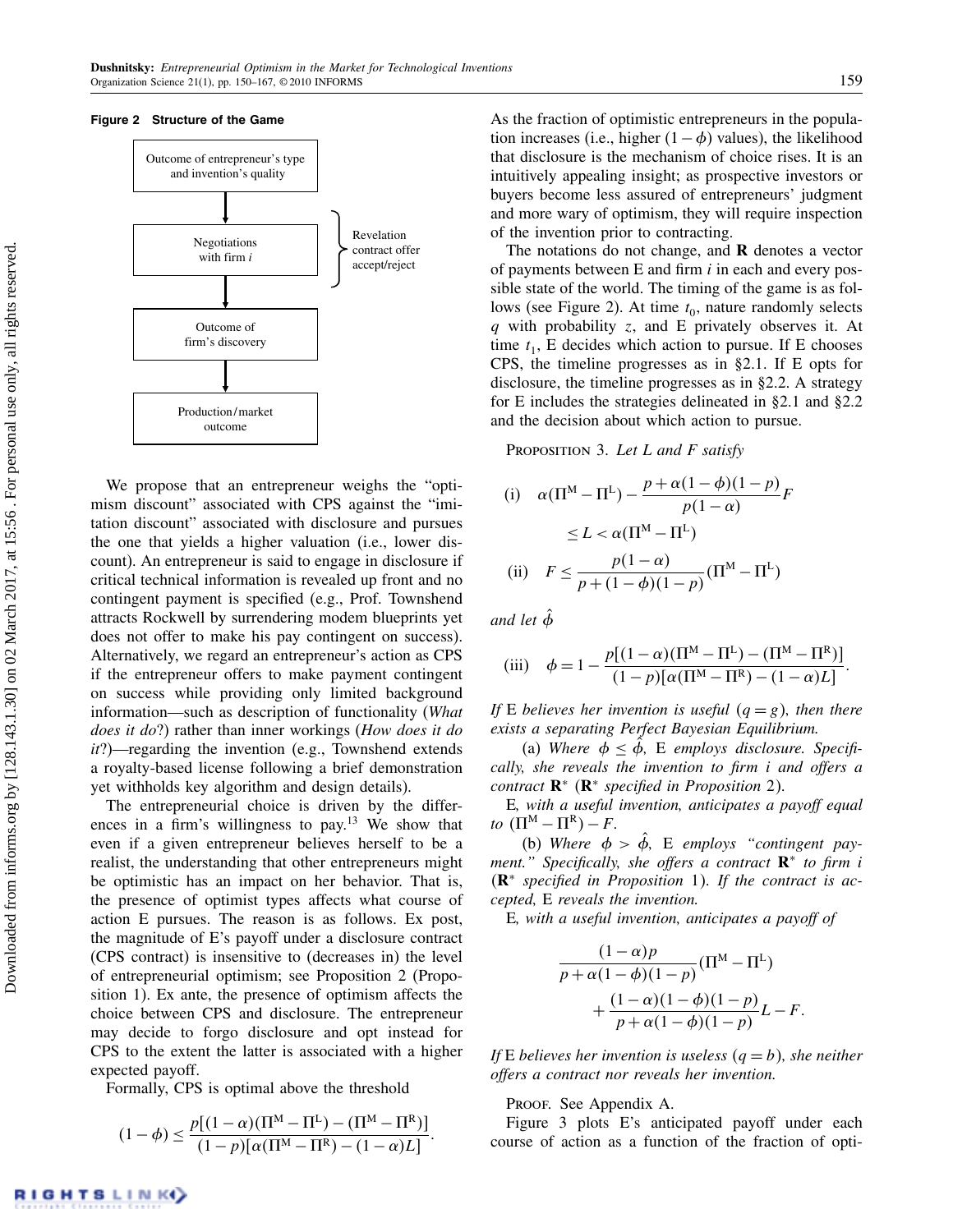**Figure 2 Structure of the Game**

Outcome of entrepreneur's type and invention's quality → Negotiations with firm $i$ (Revelation, contract offer, accept/reject) → Outcome of firm's discovery → Production/market outcome

We propose that an entrepreneur weighs the "optimism discount" associated with CPS against the "imitation discount" associated with disclosure and pursues the one that yields a higher valuation (i.e., lower discount). An entrepreneur is said to engage in disclosure if critical technical information is revealed up front and no contingent payment is specified (e.g., Prof. Townshend attracts Rockwell by surrendering modem blueprints yet does not offer to make his pay contingent on success). Alternatively, we regard an entrepreneur's action as CPS if the entrepreneur offers to make payment contingent on success while providing only limited background information—such as description of functionality (*What does it do*?) rather than inner workings (*How does it do it*?)—regarding the invention (e.g., Townshend extends a royalty-based license following a brief demonstration yet withholds key algorithm and design details).

The entrepreneurial choice is driven by the differences in a firm's willingness to pay.[13] We show that even if a given entrepreneur believes herself to be a realist, the understanding that other entrepreneurs might be optimistic has an impact on her behavior. That is, the presence of optimist types affects what course of action E pursues. The reason is as follows. Ex post, the magnitude of E's payoff under a disclosure contract (CPS contract) is insensitive to (decreases in) the level of entrepreneurial optimism; see Proposition 2 (Proposition 1). Ex ante, the presence of optimist types affects the choice between CPS and disclosure. The entrepreneur may decide to forgo disclosure and opt instead for CPS to the extent the latter is associated with a higher expected payoff.

Formally, CPS is optimal above the threshold

$$(1-\phi) \le \frac{p[(1-\alpha)(\Pi^{M}-\Pi^{L})-(\Pi^{M}-\Pi^{R})]}{(1-p)[\alpha(\Pi^{M}-\Pi^{R})-(1-\alpha)L]}.$$

As the fraction of optimistic entrepreneurs in the population increases (i.e., higher $(1-\phi)$ values), the likelihood that disclosure is the mechanism of choice rises. It is an intuitively appealing insight; as prospective investors or buyers become less assured of entrepreneurs' judgment and more wary of optimism, they will require inspection of the invention prior to contracting.

The notations do not change, and $\mathbf{R}$ denotes a vector of payments between E and firm $i$ in each and every possible state of the world. The timing of the game is as follows (see Figure 2). At time $t_0$, nature randomly selects $q$ with probability $z$, and E privately observes it. At time $t_1$, E decides which action to pursue. If E chooses CPS, the timeline progresses as in §2.1. If E opts for disclosure, the timeline progresses as in §2.2. A strategy for E includes the strategies delineated in §2.1 and §2.2 and the decision about which action to pursue.

Proposition 3. *Let $L$ and $F$ satisfy*

$$\text{(i)}\quad \alpha(\Pi^{M}-\Pi^{L}) - \frac{p+\alpha(1-\phi)(1-p)}{p(1-\alpha)}F \le L < \alpha(\Pi^{M}-\Pi^{L})$$

$$\text{(ii)}\quad F \le \frac{p(1-\alpha)}{p+(1-\phi)(1-p)}(\Pi^{M}-\Pi^{L})$$

*and let $\hat{\phi}$*

$$\text{(iii)}\quad \phi = 1-\frac{p[(1-\alpha)(\Pi^{M}-\Pi^{L})-(\Pi^{M}-\Pi^{R})]}{(1-p)[\alpha(\Pi^{M}-\Pi^{R})-(1-\alpha)L]}.$$

*If* E *believes her invention is useful* ($q=g$), *then there exists a separating Perfect Bayesian Equilibrium.*

(a) *Where $\phi \le \hat{\phi}$,* E *employs disclosure. Specifically, she reveals the invention to firm $i$ and offers a contract $\mathbf{R}^*$ ($\mathbf{R}^*$ specified in Proposition 2).*

E*, with a useful invention, anticipates a payoff equal to $(\Pi^{M}-\Pi^{R})-F$.*

(b) *Where $\phi > \hat{\phi}$,* E *employs "contingent payment." Specifically, she offers a contract $\mathbf{R}^*$ to firm $i$ ($\mathbf{R}^*$ specified in Proposition 1). If the contract is accepted,* E *reveals the invention.*

E*, with a useful invention, anticipates a payoff of*

$$\frac{(1-\alpha)p}{p+\alpha(1-\phi)(1-p)}(\Pi^{M}-\Pi^{L}) + \frac{(1-\alpha)(1-\phi)(1-p)}{p+\alpha(1-\phi)(1-p)}L - F.$$

*If* E *believes her invention is useless* ($q=b$), *she neither offers a contract nor reveals her invention.*

Proof. See Appendix A.

Figure 3 plots E's anticipated payoff under each course of action as a function of the fraction of opti-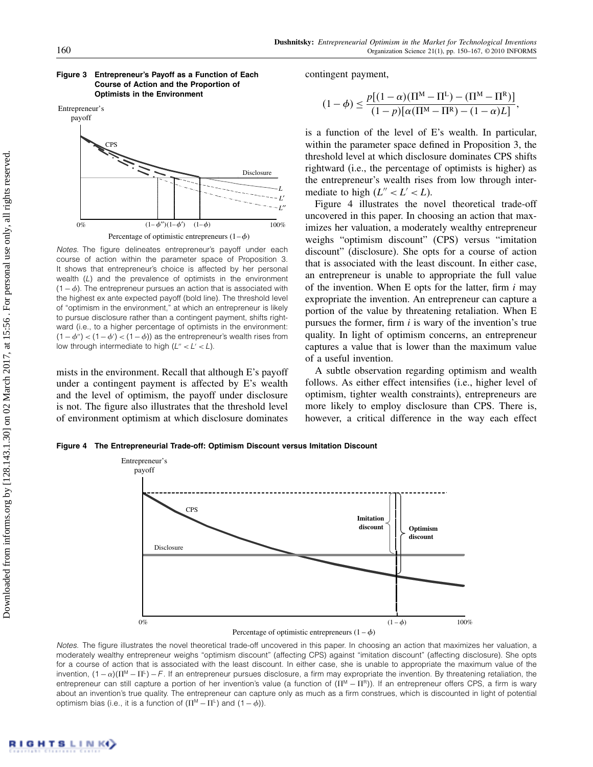**Figure 3 Entrepreneur's Payoff as a Function of Each Course of Action and the Proportion of Optimists in the Environment**

*Notes.* The figure delineates entrepreneur's payoff under each course of action within the parameter space of Proposition 3. It shows that entrepreneur's choice is affected by her personal wealth ($L$) and the prevalence of optimists in the environment $(1-\phi)$. The entrepreneur pursues an action that is associated with the highest ex ante expected payoff (bold line). The threshold level of "optimism in the environment," at which an entrepreneur is likely to pursue disclosure rather than a contingent payment, shifts rightward (i.e., to a higher percentage of optimists in the environment: $(1-\phi'') < (1-\phi') < (1-\phi)$) as the entrepreneur's wealth rises from low through intermediate to high ($L'' < L' < L$).

mists in the environment. Recall that although E's payoff under a contingent payment is affected by E's wealth and the level of optimism, the payoff under disclosure is not. The figure also illustrates that the threshold level of environment optimism at which disclosure dominates contingent payment,

$$(1-\phi) \le \frac{p[(1-\alpha)(\Pi^M - \Pi^L) - (\Pi^M - \Pi^R)]}{(1-p)[\alpha(\Pi^M - \Pi^R) - (1-\alpha)L]},$$

is a function of the level of E's wealth. In particular, within the parameter space defined in Proposition 3, the threshold level at which disclosure dominates CPS shifts rightward (i.e., the percentage of optimists is higher) as the entrepreneur's wealth rises from low through intermediate to high ($L'' < L' < L$).

Figure 4 illustrates the novel theoretical trade-off uncovered in this paper. In choosing an action that maximizes her valuation, a moderately wealthy entrepreneur weighs "optimism discount" (CPS) versus "imitation discount" (disclosure). She opts for a course of action that is associated with the least discount. In either case, an entrepreneur is unable to appropriate the full value of the invention. When E opts for the latter, firm $i$ may expropriate the invention. An entrepreneur can capture a portion of the value by threatening retaliation. When E pursues the former, firm $i$ is wary of the invention's true quality. In light of optimism concerns, an entrepreneur captures a value that is lower than the maximum value of a useful invention.

A subtle observation regarding optimism and wealth follows. As either effect intensifies (i.e., higher level of optimism, tighter wealth constraints), entrepreneurs are more likely to employ disclosure than CPS. There is, however, a critical difference in the way each effect

**Figure 4 The Entrepreneurial Trade-off: Optimism Discount versus Imitation Discount**

*Notes.* The figure illustrates the novel theoretical trade-off uncovered in this paper. In choosing an action that maximizes her valuation, a moderately wealthy entrepreneur weighs "optimism discount" (affecting CPS) against "imitation discount" (affecting disclosure). She opts for a course of action that is associated with the least discount. In either case, she is unable to appropriate the maximum value of the invention, $(1-\alpha)(\Pi^M - \Pi^L) - F$. If an entrepreneur pursues disclosure, a firm may expropriate the invention. By threatening retaliation, the entrepreneur can still capture a portion of her invention's value (a function of $(\Pi^M - \Pi^R)$). If an entrepreneur offers CPS, a firm is wary about an invention's true quality. The entrepreneur can capture only as much as a firm construes, which is discounted in light of potential optimism bias (i.e., it is a function of $(\Pi^M - \Pi^L)$ and $(1-\phi)$).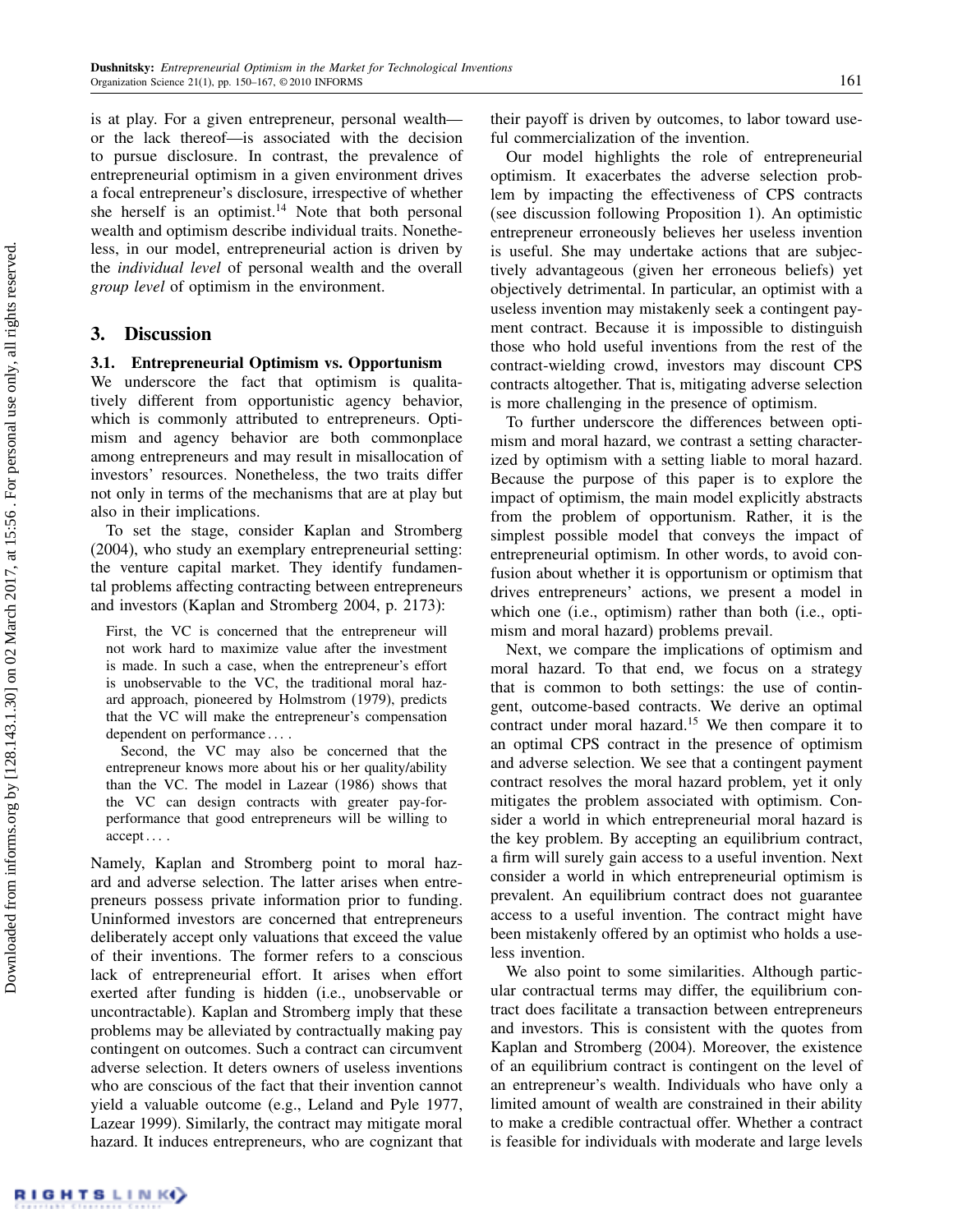is at play. For a given entrepreneur, personal wealth—or the lack thereof—is associated with the decision to pursue disclosure. In contrast, the prevalence of entrepreneurial optimism in a given environment drives a focal entrepreneur's disclosure, irrespective of whether she herself is an optimist.[14] Note that both personal wealth and optimism describe individual traits. Nonetheless, in our model, entrepreneurial action is driven by the *individual level* of personal wealth and the overall *group level* of optimism in the environment.

## 3. Discussion

### 3.1. Entrepreneurial Optimism vs. Opportunism

We underscore the fact that optimism is qualitatively different from opportunistic agency behavior, which is commonly attributed to entrepreneurs. Optimism and agency behavior are both commonplace among entrepreneurs and may result in misallocation of investors' resources. Nonetheless, the two traits differ not only in terms of the mechanisms that are at play but also in their implications.

To set the stage, consider Kaplan and Stromberg (2004), who study an exemplary entrepreneurial setting: the venture capital market. They identify fundamental problems affecting contracting between entrepreneurs and investors (Kaplan and Stromberg 2004, p. 2173):

> First, the VC is concerned that the entrepreneur will not work hard to maximize value after the investment is made. In such a case, when the entrepreneur's effort is unobservable to the VC, the traditional moral hazard approach, pioneered by Holmstrom (1979), predicts that the VC will make the entrepreneur's compensation dependent on performance ....
>
> Second, the VC may also be concerned that the entrepreneur knows more about his or her quality/ability than the VC. The model in Lazear (1986) shows that the VC can design contracts with greater pay-for-performance that good entrepreneurs will be willing to accept ....

Namely, Kaplan and Stromberg point to moral hazard and adverse selection. The latter arises when entrepreneurs possess private information prior to funding. Uninformed investors are concerned that entrepreneurs deliberately accept only valuations that exceed the value of their inventions. The former refers to a conscious lack of entrepreneurial effort. It arises when effort exerted after funding is hidden (i.e., unobservable or uncontractable). Kaplan and Stromberg imply that these problems may be alleviated by contractually making pay contingent on outcomes. Such a contract can circumvent adverse selection. It deters owners of useless inventions who are conscious of the fact that their invention cannot yield a valuable outcome (e.g., Leland and Pyle 1977, Lazear 1999). Similarly, the contract may mitigate moral hazard. It induces entrepreneurs, who are cognizant that their payoff is driven by outcomes, to labor toward useful commercialization of the invention.

Our model highlights the role of entrepreneurial optimism. It exacerbates the adverse selection problem by impacting the effectiveness of CPS contracts (see discussion following Proposition 1). An optimistic entrepreneur erroneously believes her useless invention is useful. She may undertake actions that are subjectively advantageous (given her erroneous beliefs) yet objectively detrimental. In particular, an optimist with a useless invention may mistakenly seek a contingent payment contract. Because it is impossible to distinguish those who hold useful inventions from the rest of the contract-wielding crowd, investors may discount CPS contracts altogether. That is, mitigating adverse selection is more challenging in the presence of optimism.

To further underscore the differences between optimism and moral hazard, we contrast a setting characterized by optimism with a setting liable to moral hazard. Because the purpose of this paper is to explore the impact of optimism, the main model explicitly abstracts from the problem of opportunism. Rather, it is the simplest possible model that conveys the impact of entrepreneurial optimism. In other words, to avoid confusion about whether it is opportunism or optimism that drives entrepreneurs' actions, we present a model in which one (i.e., optimism) rather than both (i.e., optimism and moral hazard) problems prevail.

Next, we compare the implications of optimism and moral hazard. To that end, we focus on a strategy that is common to both settings: the use of contingent, outcome-based contracts. We derive an optimal contract under moral hazard.[15] We then compare it to an optimal CPS contract in the presence of optimism and adverse selection. We see that a contingent payment contract resolves the moral hazard problem, yet it only mitigates the problem associated with optimism. Consider a world in which entrepreneurial moral hazard is the key problem. By accepting an equilibrium contract, a firm will surely gain access to a useful invention. Next consider a world in which entrepreneurial optimism is prevalent. An equilibrium contract does not guarantee access to a useful invention. The contract might have been mistakenly offered by an optimist who holds a useless invention.

We also point to some similarities. Although particular contractual terms may differ, the equilibrium contract does facilitate a transaction between entrepreneurs and investors. This is consistent with the quotes from Kaplan and Stromberg (2004). Moreover, the existence of an equilibrium contract is contingent on the level of an entrepreneur's wealth. Individuals who have only a limited amount of wealth are constrained in their ability to make a credible contractual offer. Whether a contract is feasible for individuals with moderate and large levels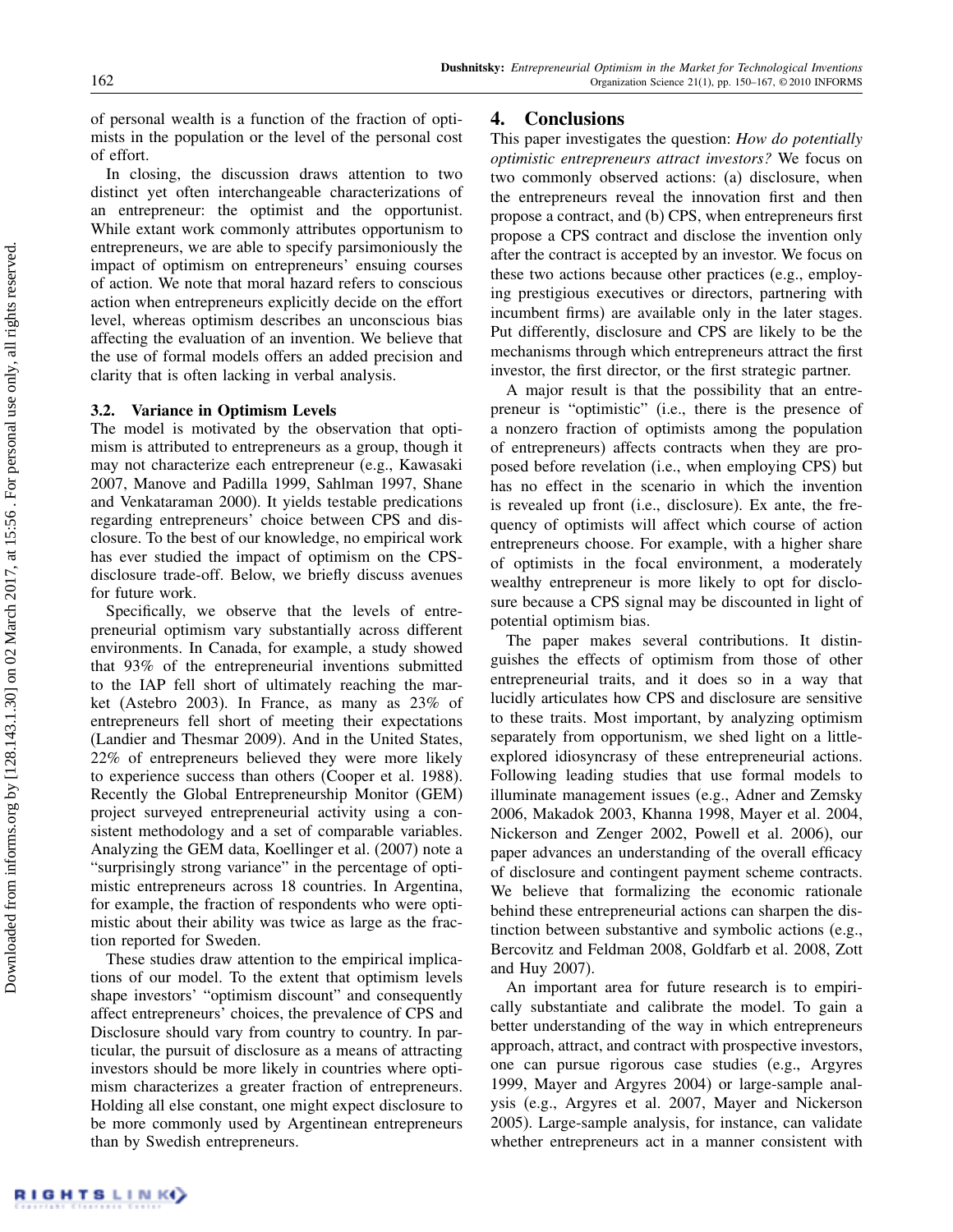of personal wealth is a function of the fraction of optimists in the population or the level of the personal cost of effort.

In closing, the discussion draws attention to two distinct yet often interchangeable characterizations of an entrepreneur: the optimist and the opportunist. While extant work commonly attributes opportunism to entrepreneurs, we are able to specify parsimoniously the impact of optimism on entrepreneurs' ensuing courses of action. We note that moral hazard refers to conscious action when entrepreneurs explicitly decide on the effort level, whereas optimism describes an unconscious bias affecting the evaluation of an invention. We believe that the use of formal models offers an added precision and clarity that is often lacking in verbal analysis.

### 3.2. Variance in Optimism Levels

The model is motivated by the observation that optimism is attributed to entrepreneurs as a group, though it may not characterize each entrepreneur (e.g., Kawasaki 2007, Manove and Padilla 1999, Sahlman 1997, Shane and Venkataraman 2000). It yields testable predictions regarding entrepreneurs' choice between CPS and disclosure. To the best of our knowledge, no empirical work has ever studied the impact of optimism on the CPS-disclosure trade-off. Below, we briefly discuss avenues for future work.

Specifically, we observe that the levels of entrepreneurial optimism vary substantially across different environments. In Canada, for example, a study showed that 93% of the entrepreneurial inventions submitted to the IAP fell short of ultimately reaching the market (Astebro 2003). In France, as many as 23% of entrepreneurs fell short of meeting their expectations (Landier and Thesmar 2009). And in the United States, 22% of entrepreneurs believed they were more likely to experience success than others (Cooper et al. 1988). Recently the Global Entrepreneurship Monitor (GEM) project surveyed entrepreneurial activity using a consistent methodology and a set of comparable variables. Analyzing the GEM data, Koellinger et al. (2007) note a "surprisingly strong variance" in the percentage of optimistic entrepreneurs across 18 countries. In Argentina, for example, the fraction of respondents who were optimistic about their ability was twice as large as the fraction reported for Sweden.

These studies draw attention to the empirical implications of our model. To the extent that optimism levels shape investors' "optimism discount" and consequently affect entrepreneurs' choices, the prevalence of CPS and Disclosure should vary from country to country. In particular, the pursuit of disclosure as a means of attracting investors should be more likely in countries where optimism characterizes a greater fraction of entrepreneurs. Holding all else constant, one might expect disclosure to be more commonly used by Argentinean entrepreneurs than by Swedish entrepreneurs.

## 4. Conclusions

This paper investigates the question: *How do potentially optimistic entrepreneurs attract investors?* We focus on two commonly observed actions: (a) disclosure, when the entrepreneurs reveal the innovation first and then propose a contract, and (b) CPS, when entrepreneurs first propose a CPS contract and disclose the invention only after the contract is accepted by an investor. We focus on these two actions because other practices (e.g., employing prestigious executives or directors, partnering with incumbent firms) are available only in the later stages. Put differently, disclosure and CPS are likely to be the mechanisms through which entrepreneurs attract the first investor, the first director, or the first strategic partner.

A major result is that the possibility that an entrepreneur is "optimistic" (i.e., there is the presence of a nonzero fraction of optimists among the population of entrepreneurs) affects contracts when they are proposed before revelation (i.e., when employing CPS) but has no effect in the scenario in which the invention is revealed up front (i.e., disclosure). Ex ante, the frequency of optimists will affect which course of action entrepreneurs choose. For example, with a higher share of optimists in the focal environment, a moderately wealthy entrepreneur is more likely to opt for disclosure because a CPS signal may be discounted in light of potential optimism bias.

The paper makes several contributions. It distinguishes the effects of optimism from those of other entrepreneurial traits, and it does so in a way that lucidly articulates how CPS and disclosure are sensitive to these traits. Most important, by analyzing optimism separately from opportunism, we shed light on a little-explored idiosyncrasy of these entrepreneurial actions. Following leading studies that use formal models to illuminate management issues (e.g., Adner and Zemsky 2006, Makadok 2003, Khanna 1998, Mayer et al. 2004, Nickerson and Zenger 2002, Powell et al. 2006), our paper advances an understanding of the overall efficacy of disclosure and contingent payment scheme contracts. We believe that formalizing the economic rationale behind these entrepreneurial actions can sharpen the distinction between substantive and symbolic actions (e.g., Bercovitz and Feldman 2008, Goldfarb et al. 2008, Zott and Huy 2007).

An important area for future research is to empirically substantiate and calibrate the model. To gain a better understanding of the way in which entrepreneurs approach, attract, and contract with prospective investors, one can pursue rigorous case studies (e.g., Argyres 1999, Mayer and Argyres 2004) or large-sample analysis (e.g., Argyres et al. 2007, Mayer and Nickerson 2005). Large-sample analysis, for instance, can validate whether entrepreneurs act in a manner consistent with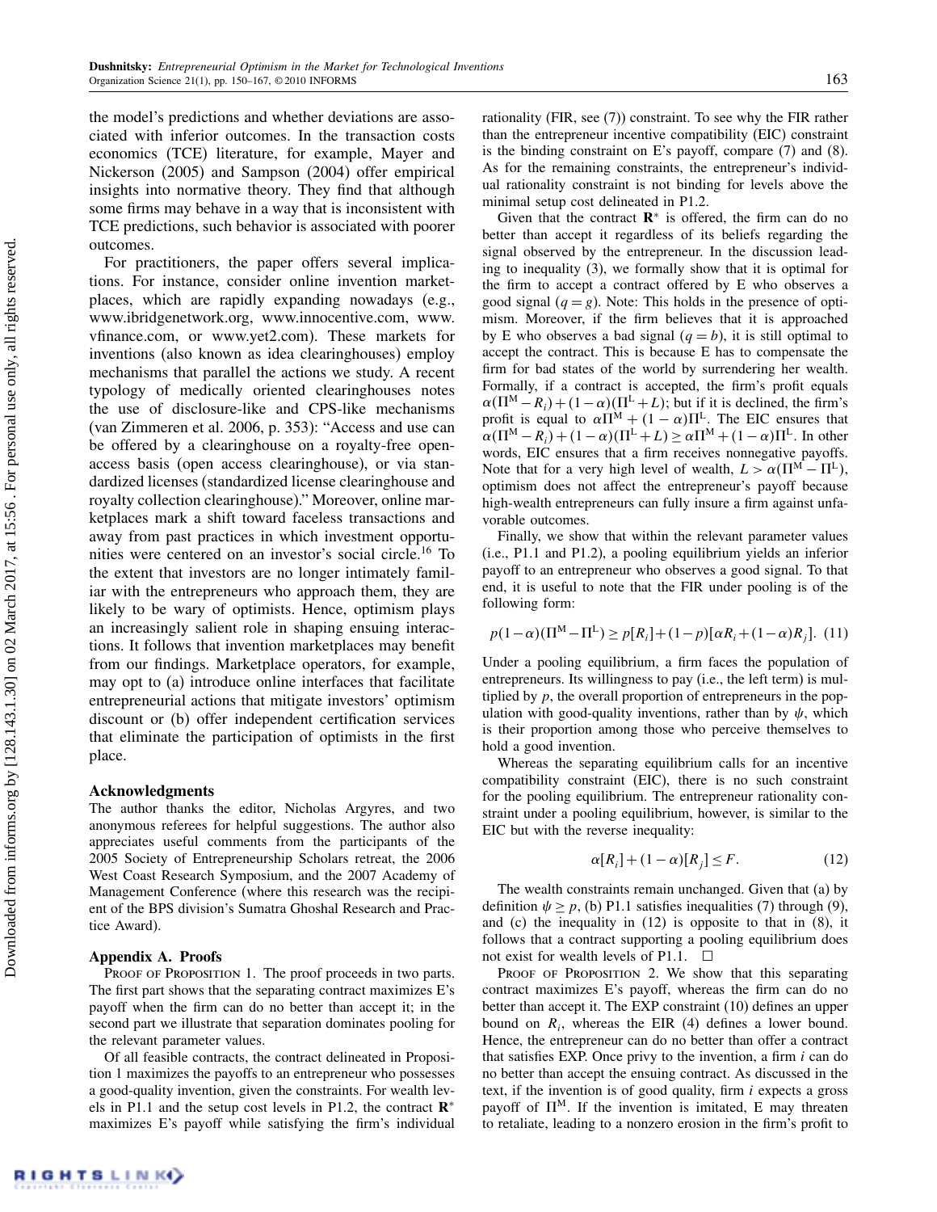the model's predictions and whether deviations are associated with inferior outcomes. In the transaction costs economics (TCE) literature, for example, Mayer and Nickerson (2005) and Sampson (2004) offer empirical insights into normative theory. They find that although some firms may behave in a way that is inconsistent with TCE predictions, such behavior is associated with poorer outcomes.

For practitioners, the paper offers several implications. For instance, consider online invention marketplaces, which are rapidly expanding nowadays (e.g., www.ibridgenetwork.org, www.innocentive.com, www.vfinance.com, or www.yet2.com). These markets for inventions (also known as idea clearinghouses) employ mechanisms that parallel the actions we study. A recent typology of medically oriented clearinghouses notes the use of disclosure-like and CPS-like mechanisms (van Zimmeren et al. 2006, p. 353): "Access and use can be offered by a clearinghouse on a royalty-free open-access basis (open access clearinghouse), or via standardized licenses (standardized license clearinghouse and royalty collection clearinghouse)." Moreover, online marketplaces mark a shift toward faceless transactions and away from past practices in which investment opportunities were centered on an investor's social circle.[16] To the extent that investors are no longer intimately familiar with the entrepreneurs who approach them, they are likely to be wary of optimists. Hence, optimism plays an increasingly salient role in shaping ensuing interactions. It follows that invention marketplaces may benefit from our findings. Marketplace operators, for example, may opt to (a) introduce online interfaces that facilitate entrepreneurial actions that mitigate investors' optimism discount or (b) offer independent certification services that eliminate the participation of optimists in the first place.

## Acknowledgments

The author thanks the editor, Nicholas Argyres, and two anonymous referees for helpful suggestions. The author also appreciates useful comments from the participants of the 2005 Society of Entrepreneurship Scholars retreat, the 2006 West Coast Research Symposium, and the 2007 Academy of Management Conference (where this research was the recipient of the BPS division's Sumatra Ghoshal Research and Practice Award).

## Appendix A. Proofs

Proof of Proposition 1. The proof proceeds in two parts. The first part shows that the separating contract maximizes E's payoff when the firm can do no better than accept it; in the second part we illustrate that separation dominates pooling for the relevant parameter values.

Of all feasible contracts, the contract delineated in Proposition 1 maximizes the payoffs to an entrepreneur who possesses a good-quality invention, given the constraints. For wealth levels in P1.1 and the setup cost levels in P1.2, the contract $\mathbf{R}^*$ maximizes E's payoff while satisfying the firm's individual rationality (FIR, see (7)) constraint. To see why the FIR rather than the entrepreneur incentive compatibility (EIC) constraint is the binding constraint on E's payoff, compare (7) and (8). As for the remaining constraints, the entrepreneur's individual rationality constraint is not binding for levels above the minimal setup cost delineated in P1.2.

Given that the contract $\mathbf{R}^*$ is offered, the firm can do no better than accept it regardless of its beliefs regarding the signal observed by the entrepreneur. In the discussion leading to inequality (3), we formally show that it is optimal for the firm to accept a contract offered by E who observes a good signal ($q = g$). Note: This holds in the presence of optimism. Moreover, if the firm believes that it is approached by E who observes a bad signal ($q = b$), it is still optimal to accept the contract. This is because E has to compensate the firm for bad states of the world by surrendering her wealth. Formally, if a contract is accepted, the firm's profit equals $\alpha(\Pi^M - R_i) + (1-\alpha)(\Pi^L + L)$; but if it is declined, the firm's profit is equal to $\alpha\Pi^M + (1-\alpha)\Pi^L$. The EIC ensures that $\alpha(\Pi^M - R_i) + (1-\alpha)(\Pi^L + L) \geq \alpha\Pi^M + (1-\alpha)\Pi^L$. In other words, EIC ensures that a firm receives nonnegative payoffs. Note that for a very high level of wealth, $L > \alpha(\Pi^M - \Pi^L)$, optimism does not affect the entrepreneur's payoff because high-wealth entrepreneurs can fully insure a firm against unfavorable outcomes.

Finally, we show that within the relevant parameter values (i.e., P1.1 and P1.2), a pooling equilibrium yields an inferior payoff to an entrepreneur who observes a good signal. To that end, it is useful to note that the FIR under pooling is of the following form:

$$p(1-\alpha)(\Pi^M - \Pi^L) \geq p[R_i] + (1-p)[\alpha R_i + (1-\alpha)R_j]. \quad (11)$$

Under a pooling equilibrium, a firm faces the population of entrepreneurs. Its willingness to pay (i.e., the left term) is multiplied by $p$, the overall proportion of entrepreneurs in the population with good-quality inventions, rather than by $\psi$, which is their proportion among those who perceive themselves to hold a good invention.

Whereas the separating equilibrium calls for an incentive compatibility constraint (EIC), there is no such constraint for the pooling equilibrium. The entrepreneur rationality constraint under a pooling equilibrium, however, is similar to the EIC but with the reverse inequality:

$$\alpha[R_i] + (1-\alpha)[R_j] \leq F. \quad (12)$$

The wealth constraints remain unchanged. Given that (a) by definition $\psi \geq p$, (b) P1.1 satisfies inequalities (7) through (9), and (c) the inequality in (12) is opposite to that in (8), it follows that a contract supporting a pooling equilibrium does not exist for wealth levels of P1.1. $\square$

Proof of Proposition 2. We show that this separating contract maximizes E's payoff, whereas the firm can do no better than accept it. The EXP constraint (10) defines an upper bound on $R_i$, whereas the EIR (4) defines a lower bound. Hence, the entrepreneur can do no better than offer a contract that satisfies EXP. Once privy to the invention, a firm $i$ can do no better than accept the ensuing contract. As discussed in the text, if the invention is of good quality, firm $i$ expects a gross payoff of $\Pi^M$. If the invention is imitated, E may threaten to retaliate, leading to a nonzero erosion in the firm's profit to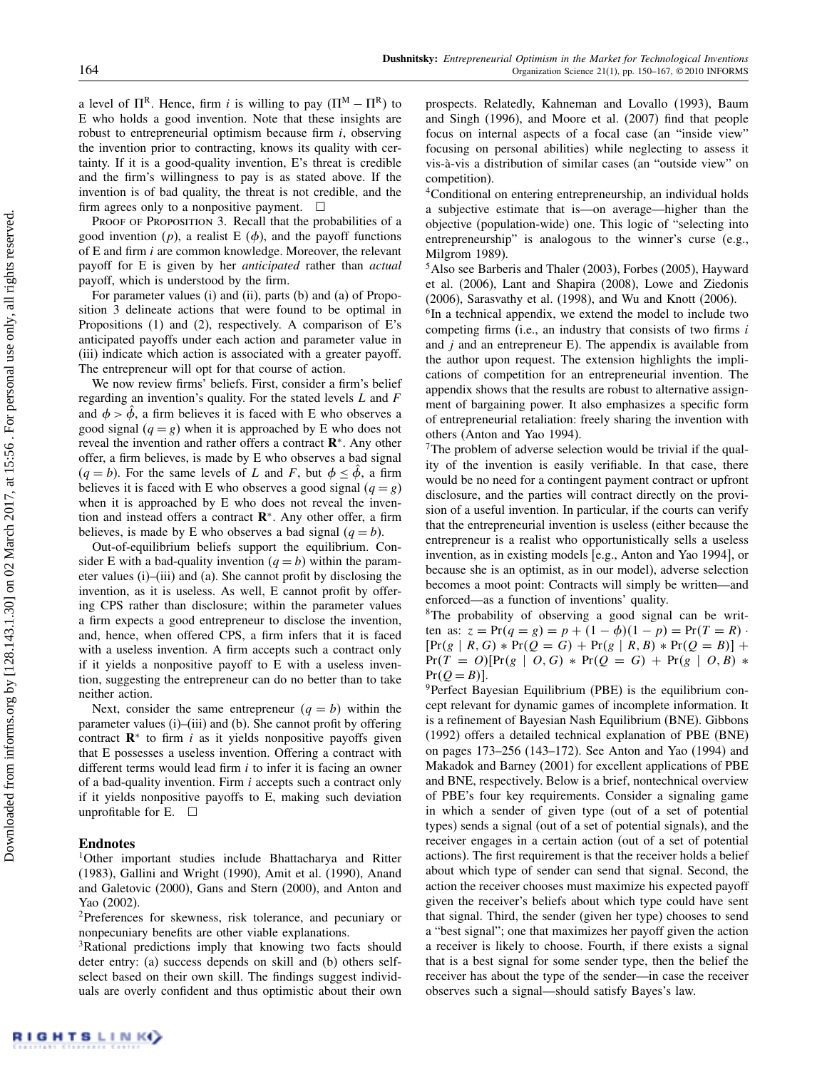a level of $\Pi^R$. Hence, firm $i$ is willing to pay $(\Pi^M - \Pi^R)$ to E who holds a good invention. Note that these insights are robust to entrepreneurial optimism because firm $i$, observing the invention prior to contracting, knows its quality with certainty. If it is a good-quality invention, E's threat is credible and the firm's willingness to pay is as stated above. If the invention is of bad quality, the threat is not credible, and the firm agrees only to a nonpositive payment. □

Proof of Proposition 3. Recall that the probabilities of a good invention ($p$), a realist E ($\phi$), and the payoff functions of E and firm $i$ are common knowledge. Moreover, the relevant payoff for E is given by her *anticipated* rather than *actual* payoff, which is understood by the firm.

For parameter values (i) and (ii), parts (b) and (a) of Proposition 3 delineate actions that were found to be optimal in Propositions (1) and (2), respectively. A comparison of E's anticipated payoffs under each action and parameter value in (iii) indicate which action is associated with a greater payoff. The entrepreneur will opt for that course of action.

We now review firms' beliefs. First, consider a firm's belief regarding an invention's quality. For the stated levels $L$ and $F$ and $\phi > \hat{\phi}$, a firm believes it is faced with E who observes a good signal ($q = g$) when it is approached by E who does not reveal the invention and rather offers a contract $\mathbf{R}^*$. Any other offer, a firm believes, is made by E who observes a bad signal ($q = b$). For the same levels of $L$ and $F$, but $\phi \leq \hat{\phi}$, a firm believes it is faced with E who observes a good signal ($q = g$) when it is approached by E who does not reveal the invention and instead offers a contract $\mathbf{R}^*$. Any other offer, a firm believes, is made by E who observes a bad signal ($q = b$).

Out-of-equilibrium beliefs support the equilibrium. Consider E with a bad-quality invention ($q = b$) within the parameter values (i)–(iii) and (a). She cannot profit by disclosing the invention, as it is useless. As well, E cannot profit by offering CPS rather than disclosure; within the parameter values a firm expects a good entrepreneur to disclose the invention, and, hence, when offered CPS, a firm infers that it is faced with a useless invention. A firm accepts such a contract only if it yields a nonpositive payoff to E with a useless invention, suggesting the entrepreneur can do no better than to take neither action.

Next, consider the same entrepreneur ($q = b$) within the parameter values (i)–(iii) and (b). She cannot profit by offering contract $\mathbf{R}^*$ to firm $i$ as it yields nonpositive payoffs given that E possesses a useless invention. Offering a contract with different terms would lead firm $i$ to infer it is facing an owner of a bad-quality invention. Firm $i$ accepts such a contract only if it yields nonpositive payoffs to E, making such deviation unprofitable for E. □

## Endnotes

[1]Other important studies include Bhattacharya and Ritter (1983), Gallini and Wright (1990), Amit et al. (1990), Anand and Galetovic (2000), Gans and Stern (2000), and Anton and Yao (2002).

[2]Preferences for skewness, risk tolerance, and pecuniary or nonpecuniary benefits are other viable explanations.

[3]Rational predictions imply that knowing two facts should deter entry: (a) success depends on skill and (b) others self-select based on their own skill. The findings suggest individuals are overly confident and thus optimistic about their own prospects. Relatedly, Kahneman and Lovallo (1993), Baum and Singh (1996), and Moore et al. (2007) find that people focus on internal aspects of a focal case (an "inside view" focusing on personal abilities) while neglecting to assess it vis-à-vis a distribution of similar cases (an "outside view" on competition).

[4]Conditional on entering entrepreneurship, an individual holds a subjective estimate that is—on average—higher than the objective (population-wide) one. This logic of "selecting into entrepreneurship" is analogous to the winner's curse (e.g., Milgrom 1989).

[5]Also see Barberis and Thaler (2003), Forbes (2005), Hayward et al. (2006), Lant and Shapira (2008), Lowe and Ziedonis (2006), Sarasvathy et al. (1998), and Wu and Knott (2006).

[6]In a technical appendix, we extend the model to include two competing firms (i.e., an industry that consists of two firms $i$ and $j$ and an entrepreneur E). The appendix is available from the author upon request. The extension highlights the implications of competition for an entrepreneurial invention. The appendix shows that the results are robust to alternative assignment of bargaining power. It also emphasizes a specific form of entrepreneurial retaliation: freely sharing the invention with others (Anton and Yao 1994).

[7]The problem of adverse selection would be trivial if the quality of the invention is easily verifiable. In that case, there would be no need for a contingent payment contract or upfront disclosure, and the parties will contract directly on the provision of a useful invention. In particular, if the courts can verify that the entrepreneurial invention is useless (either because the entrepreneur is a realist who opportunistically sells a useless invention, as in existing models [e.g., Anton and Yao 1994], or because she is an optimist, as in our model), adverse selection becomes a moot point: Contracts will simply be written—and enforced—as a function of inventions' quality.

[8]The probability of observing a good signal can be written as: $z = \Pr(q = g) = p + (1-\phi)(1-p) = \Pr(T = R) \cdot [\Pr(g \mid R, G) * \Pr(Q = G) + \Pr(g \mid R, B) * \Pr(Q = B)] + \Pr(T = O)[\Pr(g \mid O, G) * \Pr(Q = G) + \Pr(g \mid O, B) * \Pr(Q = B)]$.

[9]Perfect Bayesian Equilibrium (PBE) is the equilibrium concept relevant for dynamic games of incomplete information. It is a refinement of Bayesian Nash Equilibrium (BNE). Gibbons (1992) offers a detailed technical explanation of PBE (BNE) on pages 173–256 (143–172). See Anton and Yao (1994) and Makadok and Barney (2001) for excellent applications of PBE and BNE, respectively. Below is a brief, nontechnical overview of PBE's four key requirements. Consider a signaling game in which a sender of given type (out of a set of potential types) sends a signal (out of a set of potential signals), and the receiver engages in a certain action (out of a set of potential actions). The first requirement is that the receiver holds a belief about which type of sender can send that signal. Second, the action the receiver chooses must maximize his expected payoff given the receiver's beliefs about which type could have sent that signal. Third, the sender (given her type) chooses to send a "best signal"; one that maximizes her payoff given the action a receiver is likely to choose. Fourth, if there exists a signal that is a best signal for some sender type, then the belief the receiver has about the type of the sender—in case the receiver observes such a signal—should satisfy Bayes's law.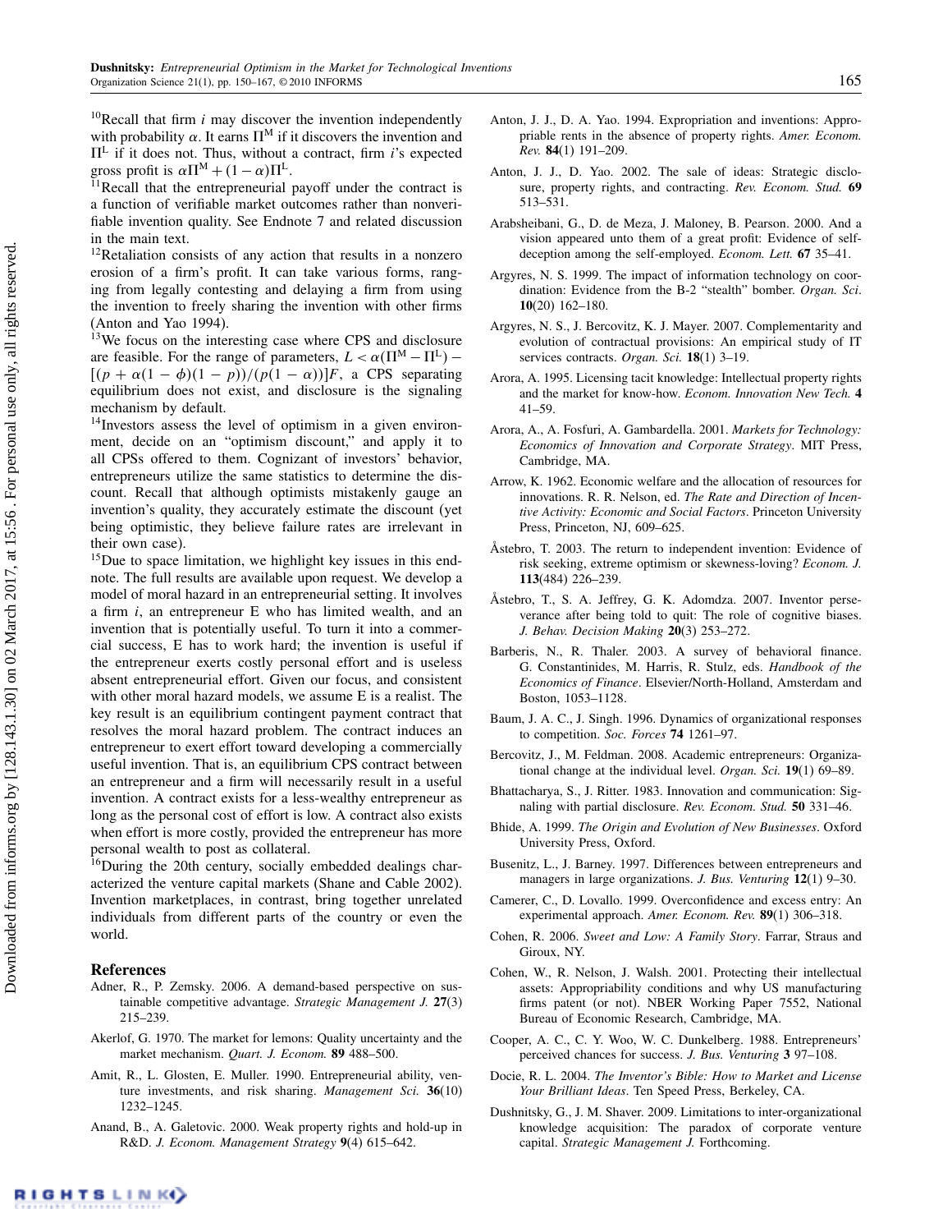[10]Recall that firm $i$ may discover the invention independently with probability $\alpha$. It earns $\Pi^M$ if it discovers the invention and $\Pi^L$ if it does not. Thus, without a contract, firm $i$'s expected gross profit is $\alpha\Pi^M + (1-\alpha)\Pi^L$.

[11]Recall that the entrepreneurial payoff under the contract is a function of verifiable market outcomes rather than nonverifiable invention quality. See Endnote 7 and related discussion in the main text.

[12]Retaliation consists of any action that results in a nonzero erosion of a firm's profit. It can take various forms, ranging from legally contesting and delaying a firm from using the invention to freely sharing the invention with other firms (Anton and Yao 1994).

[13]We focus on the interesting case where CPS and disclosure are feasible. For the range of parameters, $L < \alpha(\Pi^M - \Pi^L) - [(p + \alpha(1-\phi)(1-p))/(p(1-\alpha))]F$, a CPS separating equilibrium does not exist, and disclosure is the signaling mechanism by default.

[14]Investors assess the level of optimism in a given environment, decide on an "optimism discount," and apply it to all CPSs offered to them. Cognizant of investors' behavior, entrepreneurs utilize the same statistics to determine the discount. Recall that although optimists mistakenly gauge an invention's quality, they accurately estimate the discount (yet being optimistic, they believe failure rates are irrelevant in their own case).

[15]Due to space limitation, we highlight key issues in this endnote. The full results are available upon request. We develop a model of moral hazard in an entrepreneurial setting. It involves a firm $i$, an entrepreneur E who has limited wealth, and an invention that is potentially useful. To turn it into a commercial success, E has to work hard; the invention is useful if the entrepreneur exerts costly personal effort and is useless absent entrepreneurial effort. Given our focus, and consistent with other moral hazard models, we assume E is a realist. The key result is an equilibrium contingent payment contract that resolves the moral hazard problem. The contract induces an entrepreneur to exert effort toward developing a commercially useful invention. That is, an equilibrium CPS contract between an entrepreneur and a firm will necessarily result in a useful invention. A contract exists for a less-wealthy entrepreneur as long as the personal cost of effort is low. A contract also exists when effort is more costly, provided the entrepreneur has more personal wealth to post as collateral.

[16]During the 20th century, socially embedded dealings characterized the venture capital markets (Shane and Cable 2002). Invention marketplaces, in contrast, bring together unrelated individuals from different parts of the country or even the world.

## References

Adner, R., P. Zemsky. 2006. A demand-based perspective on sustainable competitive advantage. *Strategic Management J.* **27**(3) 215–239.

Akerlof, G. 1970. The market for lemons: Quality uncertainty and the market mechanism. *Quart. J. Econom.* **89** 488–500.

Amit, R., L. Glosten, E. Muller. 1990. Entrepreneurial ability, venture investments, and risk sharing. *Management Sci.* **36**(10) 1232–1245.

Anand, B., A. Galetovic. 2000. Weak property rights and hold-up in R&D. *J. Econom. Management Strategy* **9**(4) 615–642.

Anton, J. J., D. A. Yao. 1994. Expropriation and inventions: Appropriable rents in the absence of property rights. *Amer. Econom. Rev.* **84**(1) 191–209.

Anton, J. J., D. Yao. 2002. The sale of ideas: Strategic disclosure, property rights, and contracting. *Rev. Econom. Stud.* **69** 513–531.

Arabsheibani, G., D. de Meza, J. Maloney, B. Pearson. 2000. And a vision appeared unto them of a great profit: Evidence of self-deception among the self-employed. *Econom. Lett.* **67** 35–41.

Argyres, N. S. 1999. The impact of information technology on coordination: Evidence from the B-2 "stealth" bomber. *Organ. Sci.* **10**(20) 162–180.

Argyres, N. S., J. Bercovitz, K. J. Mayer. 2007. Complementarity and evolution of contractual provisions: An empirical study of IT services contracts. *Organ. Sci.* **18**(1) 3–19.

Arora, A. 1995. Licensing tacit knowledge: Intellectual property rights and the market for know-how. *Econom. Innovation New Tech.* **4** 41–59.

Arora, A., A. Fosfuri, A. Gambardella. 2001. *Markets for Technology: Economics of Innovation and Corporate Strategy*. MIT Press, Cambridge, MA.

Arrow, K. 1962. Economic welfare and the allocation of resources for innovations. R. R. Nelson, ed. *The Rate and Direction of Incentive Activity: Economic and Social Factors*. Princeton University Press, Princeton, NJ, 609–625.

Åstebro, T. 2003. The return to independent invention: Evidence of risk seeking, extreme optimism or skewness-loving? *Econom. J.* **113**(484) 226–239.

Åstebro, T., S. A. Jeffrey, G. K. Adomdza. 2007. Inventor perseverance after being told to quit: The role of cognitive biases. *J. Behav. Decision Making* **20**(3) 253–272.

Barberis, N., R. Thaler. 2003. A survey of behavioral finance. G. Constantinides, M. Harris, R. Stulz, eds. *Handbook of the Economics of Finance*. Elsevier/North-Holland, Amsterdam and Boston, 1053–1128.

Baum, J. A. C., J. Singh. 1996. Dynamics of organizational responses to competition. *Soc. Forces* **74** 1261–97.

Bercovitz, J., M. Feldman. 2008. Academic entrepreneurs: Organizational change at the individual level. *Organ. Sci.* **19**(1) 69–89.

Bhattacharya, S., J. Ritter. 1983. Innovation and communication: Signaling with partial disclosure. *Rev. Econom. Stud.* **50** 331–46.

Bhide, A. 1999. *The Origin and Evolution of New Businesses*. Oxford University Press, Oxford.

Busenitz, L., J. Barney. 1997. Differences between entrepreneurs and managers in large organizations. *J. Bus. Venturing* **12**(1) 9–30.

Camerer, C., D. Lovallo. 1999. Overconfidence and excess entry: An experimental approach. *Amer. Econom. Rev.* **89**(1) 306–318.

Cohen, R. 2006. *Sweet and Low: A Family Story*. Farrar, Straus and Giroux, NY.

Cohen, W., R. Nelson, J. Walsh. 2001. Protecting their intellectual assets: Appropriability conditions and why US manufacturing firms patent (or not). NBER Working Paper 7552, National Bureau of Economic Research, Cambridge, MA.

Cooper, A. C., C. Y. Woo, W. C. Dunkelberg. 1988. Entrepreneurs' perceived chances for success. *J. Bus. Venturing* **3** 97–108.

Docie, R. L. 2004. *The Inventor's Bible: How to Market and License Your Brilliant Ideas*. Ten Speed Press, Berkeley, CA.

Dushnitsky, G., J. M. Shaver. 2009. Limitations to inter-organizational knowledge acquisition: The paradox of corporate venture capital. *Strategic Management J.* Forthcoming.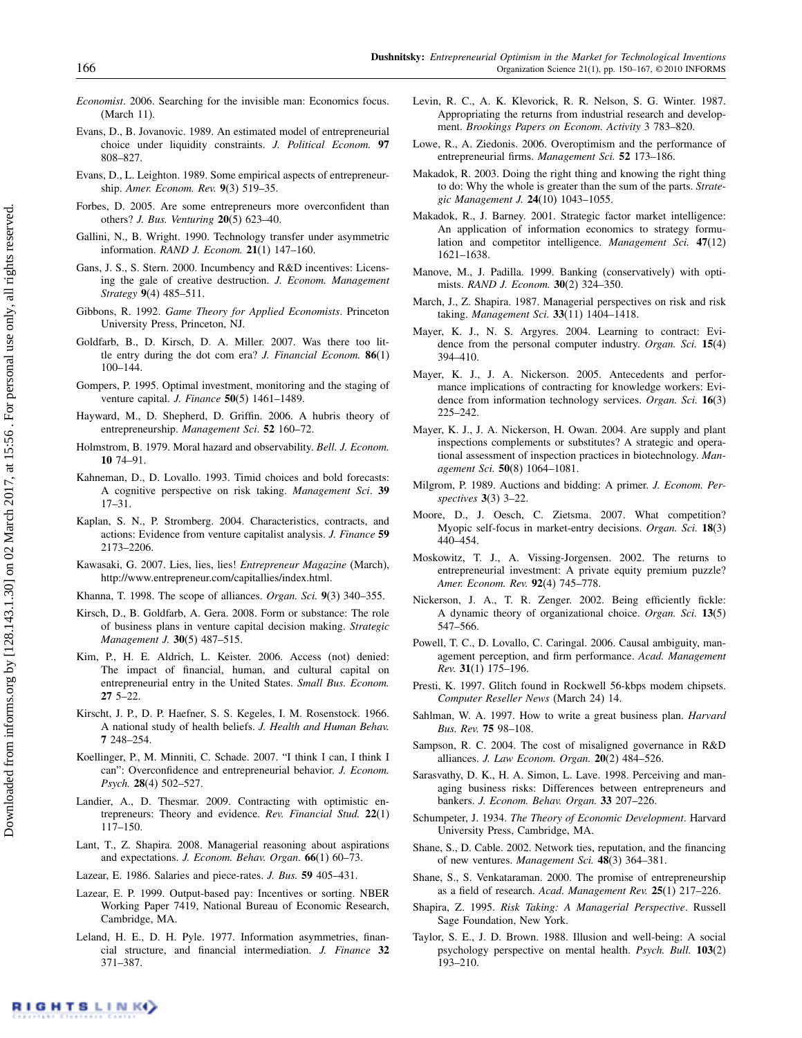*Economist*. 2006. Searching for the invisible man: Economics focus. (March 11).

Evans, D., B. Jovanovic. 1989. An estimated model of entrepreneurial choice under liquidity constraints. *J. Political Econom.* **97** 808–827.

Evans, D., L. Leighton. 1989. Some empirical aspects of entrepreneurship. *Amer. Econom. Rev.* **9**(3) 519–35.

Forbes, D. 2005. Are some entrepreneurs more overconfident than others? *J. Bus. Venturing* **20**(5) 623–40.

Gallini, N., B. Wright. 1990. Technology transfer under asymmetric information. *RAND J. Econom.* **21**(1) 147–160.

Gans, J. S., S. Stern. 2000. Incumbency and R&D incentives: Licensing the gale of creative destruction. *J. Econom. Management Strategy* **9**(4) 485–511.

Gibbons, R. 1992. *Game Theory for Applied Economists*. Princeton University Press, Princeton, NJ.

Goldfarb, B., D. Kirsch, D. A. Miller. 2007. Was there too little entry during the dot com era? *J. Financial Econom.* **86**(1) 100–144.

Gompers, P. 1995. Optimal investment, monitoring and the staging of venture capital. *J. Finance* **50**(5) 1461–1489.

Hayward, M., D. Shepherd, D. Griffin. 2006. A hubris theory of entrepreneurship. *Management Sci.* **52** 160–72.

Holmstrom, B. 1979. Moral hazard and observability. *Bell. J. Econom.* **10** 74–91.

Kahneman, D., D. Lovallo. 1993. Timid choices and bold forecasts: A cognitive perspective on risk taking. *Management Sci.* **39** 17–31.

Kaplan, S. N., P. Stromberg. 2004. Characteristics, contracts, and actions: Evidence from venture capitalist analysis. *J. Finance* **59** 2173–2206.

Kawasaki, G. 2007. Lies, lies, lies! *Entrepreneur Magazine* (March), http://www.entrepreneur.com/capitallies/index.html.

Khanna, T. 1998. The scope of alliances. *Organ. Sci.* **9**(3) 340–355.

Kirsch, D., B. Goldfarb, A. Gera. 2008. Form or substance: The role of business plans in venture capital decision making. *Strategic Management J.* **30**(5) 487–515.

Kim, P., H. E. Aldrich, L. Keister. 2006. Access (not) denied: The impact of financial, human, and cultural capital on entrepreneurial entry in the United States. *Small Bus. Econom.* **27** 5–22.

Kirscht, J. P., D. P. Haefner, S. S. Kegeles, I. M. Rosenstock. 1966. A national study of health beliefs. *J. Health and Human Behav.* **7** 248–254.

Koellinger, P., M. Minniti, C. Schade. 2007. "I think I can, I think I can": Overconfidence and entrepreneurial behavior. *J. Econom. Psych.* **28**(4) 502–527.

Landier, A., D. Thesmar. 2009. Contracting with optimistic entrepreneurs: Theory and evidence. *Rev. Financial Stud.* **22**(1) 117–150.

Lant, T., Z. Shapira. 2008. Managerial reasoning about aspirations and expectations. *J. Econom. Behav. Organ.* **66**(1) 60–73.

Lazear, E. 1986. Salaries and piece-rates. *J. Bus.* **59** 405–431.

Lazear, E. P. 1999. Output-based pay: Incentives or sorting. NBER Working Paper 7419, National Bureau of Economic Research, Cambridge, MA.

Leland, H. E., D. H. Pyle. 1977. Information asymmetries, financial structure, and financial intermediation. *J. Finance* **32** 371–387.

Levin, R. C., A. K. Klevorick, R. R. Nelson, S. G. Winter. 1987. Appropriating the returns from industrial research and development. *Brookings Papers on Econom. Activity* 3 783–820.

Lowe, R., A. Ziedonis. 2006. Overoptimism and the performance of entrepreneurial firms. *Management Sci.* **52** 173–186.

Makadok, R. 2003. Doing the right thing and knowing the right thing to do: Why the whole is greater than the sum of the parts. *Strategic Management J.* **24**(10) 1043–1055.

Makadok, R., J. Barney. 2001. Strategic factor market intelligence: An application of information economics to strategy formulation and competitor intelligence. *Management Sci.* **47**(12) 1621–1638.

Manove, M., J. Padilla. 1999. Banking (conservatively) with optimists. *RAND J. Econom.* **30**(2) 324–350.

March, J., Z. Shapira. 1987. Managerial perspectives on risk and risk taking. *Management Sci.* **33**(11) 1404–1418.

Mayer, K. J., N. S. Argyres. 2004. Learning to contract: Evidence from the personal computer industry. *Organ. Sci.* **15**(4) 394–410.

Mayer, K. J., J. A. Nickerson. 2005. Antecedents and performance implications of contracting for knowledge workers: Evidence from information technology services. *Organ. Sci.* **16**(3) 225–242.

Mayer, K. J., J. A. Nickerson, H. Owan. 2004. Are supply and plant inspections complements or substitutes? A strategic and operational assessment of inspection practices in biotechnology. *Management Sci.* **50**(8) 1064–1081.

Milgrom, P. 1989. Auctions and bidding: A primer. *J. Econom. Perspectives* **3**(3) 3–22.

Moore, D., J. Oesch, C. Zietsma. 2007. What competition? Myopic self-focus in market-entry decisions. *Organ. Sci.* **18**(3) 440–454.

Moskowitz, T. J., A. Vissing-Jorgensen. 2002. The returns to entrepreneurial investment: A private equity premium puzzle? *Amer. Econom. Rev.* **92**(4) 745–778.

Nickerson, J. A., T. R. Zenger. 2002. Being efficiently fickle: A dynamic theory of organizational choice. *Organ. Sci.* **13**(5) 547–566.

Powell, T. C., D. Lovallo, C. Caringal. 2006. Causal ambiguity, management perception, and firm performance. *Acad. Management Rev.* **31**(1) 175–196.

Presti, K. 1997. Glitch found in Rockwell 56-kbps modem chipsets. *Computer Reseller News* (March 24) 14.

Sahlman, W. A. 1997. How to write a great business plan. *Harvard Bus. Rev.* **75** 98–108.

Sampson, R. C. 2004. The cost of misaligned governance in R&D alliances. *J. Law Econom. Organ.* **20**(2) 484–526.

Sarasvathy, D. K., H. A. Simon, L. Lave. 1998. Perceiving and managing business risks: Differences between entrepreneurs and bankers. *J. Econom. Behav. Organ.* **33** 207–226.

Schumpeter, J. 1934. *The Theory of Economic Development*. Harvard University Press, Cambridge, MA.

Shane, S., D. Cable. 2002. Network ties, reputation, and the financing of new ventures. *Management Sci.* **48**(3) 364–381.

Shane, S., S. Venkataraman. 2000. The promise of entrepreneurship as a field of research. *Acad. Management Rev.* **25**(1) 217–226.

Shapira, Z. 1995. *Risk Taking: A Managerial Perspective*. Russell Sage Foundation, New York.

Taylor, S. E., J. D. Brown. 1988. Illusion and well-being: A social psychology perspective on mental health. *Psych. Bull.* **103**(2) 193–210.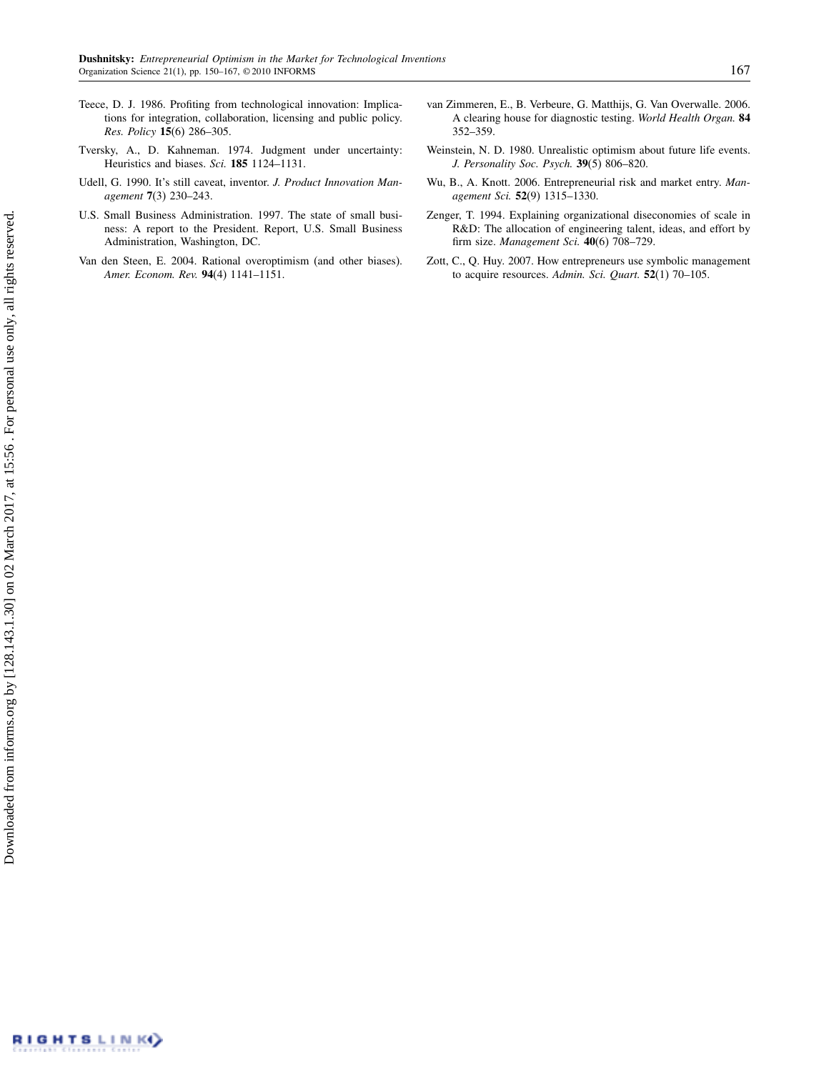Teece, D. J. 1986. Profiting from technological innovation: Implications for integration, collaboration, licensing and public policy. *Res. Policy* **15**(6) 286–305.

Tversky, A., D. Kahneman. 1974. Judgment under uncertainty: Heuristics and biases. *Sci.* **185** 1124–1131.

Udell, G. 1990. It's still caveat, inventor. *J. Product Innovation Management* **7**(3) 230–243.

U.S. Small Business Administration. 1997. The state of small business: A report to the President. Report, U.S. Small Business Administration, Washington, DC.

Van den Steen, E. 2004. Rational overoptimism (and other biases). *Amer. Econom. Rev.* **94**(4) 1141–1151.

van Zimmeren, E., B. Verbeure, G. Matthijs, G. Van Overwalle. 2006. A clearing house for diagnostic testing. *World Health Organ.* **84** 352–359.

Weinstein, N. D. 1980. Unrealistic optimism about future life events. *J. Personality Soc. Psych.* **39**(5) 806–820.

Wu, B., A. Knott. 2006. Entrepreneurial risk and market entry. *Management Sci.* **52**(9) 1315–1330.

Zenger, T. 1994. Explaining organizational diseconomies of scale in R&D: The allocation of engineering talent, ideas, and effort by firm size. *Management Sci.* **40**(6) 708–729.

Zott, C., Q. Huy. 2007. How entrepreneurs use symbolic management to acquire resources. *Admin. Sci. Quart.* **52**(1) 70–105.